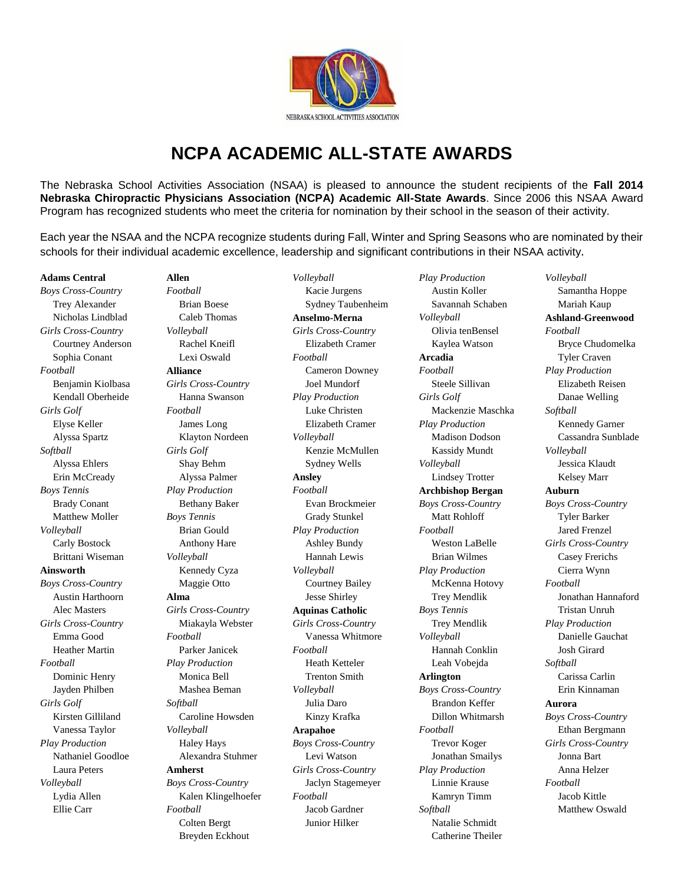# NCPA ACADEMIC ALL-STATE AWARDS

The Nebraska School Activities Association (NSAA) is pleased to announce the student recipients of the **Fall 2014 Nebraska Chiropractic Physicians Association (NCPA) Academic All-State Awards**. Since 2006 this NSAA Award Program has recognized students who meet the criteria for nomination by their school in the season of their activity.

Each year the NSAA and the NCPA recognize students during Fall, Winter and Spring Seasons who are nominated by their schools for their individual academic excellence, leadership and significant contributions in their NSAA activity.

**Adams Central**

*Boys Cross-Country*
- Trey Alexander
- Nicholas Lindblad

*Girls Cross-Country*
- Courtney Anderson
- Sophia Conant

*Football*
- Benjamin Kiolbasa
- Kendall Oberheide

*Girls Golf*
- Elyse Keller
- Alyssa Spartz

*Softball*
- Alyssa Ehlers
- Erin McCready

*Boys Tennis*
- Brady Conant
- Matthew Moller

*Volleyball*
- Carly Bostock
- Brittani Wiseman

**Ainsworth**

*Boys Cross-Country*
- Austin Harthoorn
- Alec Masters

*Girls Cross-Country*
- Emma Good
- Heather Martin

*Football*
- Dominic Henry
- Jayden Philben

*Girls Golf*
- Kirsten Gilliland
- Vanessa Taylor

*Play Production*
- Nathaniel Goodloe
- Laura Peters

*Volleyball*
- Lydia Allen
- Ellie Carr

**Allen**

*Football*
- Brian Boese
- Caleb Thomas

*Volleyball*
- Rachel Kneifl
- Lexi Oswald

**Alliance**

*Girls Cross-Country*
- Hanna Swanson

*Football*
- James Long
- Klayton Nordeen

*Girls Golf*
- Shay Behm
- Alyssa Palmer

*Play Production*
- Bethany Baker

*Boys Tennis*
- Brian Gould
- Anthony Hare

*Volleyball*
- Kennedy Cyza
- Maggie Otto

**Alma**

*Girls Cross-Country*
- Miakayla Webster

*Football*
- Parker Janicek

*Play Production*
- Monica Bell
- Mashea Beman

*Softball*
- Caroline Howsden

*Volleyball*
- Haley Hays
- Alexandra Stuhmer

**Amherst**

*Boys Cross-Country*
- Kalen Klingelhoefer

*Football*
- Colten Bergt
- Breyden Eckhout

*Volleyball*
- Kacie Jurgens
- Sydney Taubenheim

**Anselmo-Merna**

*Girls Cross-Country*
- Elizabeth Cramer

*Football*
- Cameron Downey
- Joel Mundorf

*Play Production*
- Luke Christen
- Elizabeth Cramer

*Volleyball*
- Kenzie McMullen
- Sydney Wells

**Ansley**

*Football*
- Evan Brockmeier
- Grady Stunkel

*Play Production*
- Ashley Bundy
- Hannah Lewis

*Volleyball*
- Courtney Bailey
- Jesse Shirley

**Aquinas Catholic**

*Girls Cross-Country*
- Vanessa Whitmore

*Football*
- Heath Ketteler
- Trenton Smith

*Volleyball*
- Julia Daro
- Kinzy Krafka

**Arapahoe**

*Boys Cross-Country*
- Levi Watson

*Girls Cross-Country*
- Jaclyn Stagemeyer

*Football*
- Jacob Gardner
- Junior Hilker

*Play Production*
- Austin Koller
- Savannah Schaben

*Volleyball*
- Olivia tenBensel
- Kaylea Watson

**Arcadia**

*Football*
- Steele Sillivan

*Girls Golf*
- Mackenzie Maschka

*Play Production*
- Madison Dodson
- Kassidy Mundt

*Volleyball*
- Lindsey Trotter

**Archbishop Bergan**

*Boys Cross-Country*
- Matt Rohloff

*Football*
- Weston LaBelle
- Brian Wilmes

*Play Production*
- McKenna Hotovy
- Trey Mendlik

*Boys Tennis*
- Trey Mendlik

*Volleyball*
- Hannah Conklin
- Leah Vobejda

**Arlington**

*Boys Cross-Country*
- Brandon Keffer
- Dillon Whitmarsh

*Football*
- Trevor Koger
- Jonathan Smailys

*Play Production*
- Linnie Krause
- Kamryn Timm

*Softball*
- Natalie Schmidt
- Catherine Theiler

*Volleyball*
- Samantha Hoppe
- Mariah Kaup

**Ashland-Greenwood**

*Football*
- Bryce Chudomelka
- Tyler Craven

*Play Production*
- Elizabeth Reisen
- Danae Welling

*Softball*
- Kennedy Garner
- Cassandra Sunblade

*Volleyball*
- Jessica Klaudt
- Kelsey Marr

**Auburn**

*Boys Cross-Country*
- Tyler Barker
- Jared Frenzel

*Girls Cross-Country*
- Casey Frerichs
- Cierra Wynn

*Football*
- Jonathan Hannaford
- Tristan Unruh

*Play Production*
- Danielle Gauchat
- Josh Girard

*Softball*
- Carissa Carlin
- Erin Kinnaman

**Aurora**

*Boys Cross-Country*
- Ethan Bergmann

*Girls Cross-Country*
- Jonna Bart
- Anna Helzer

*Football*
- Jacob Kittle
- Matthew Oswald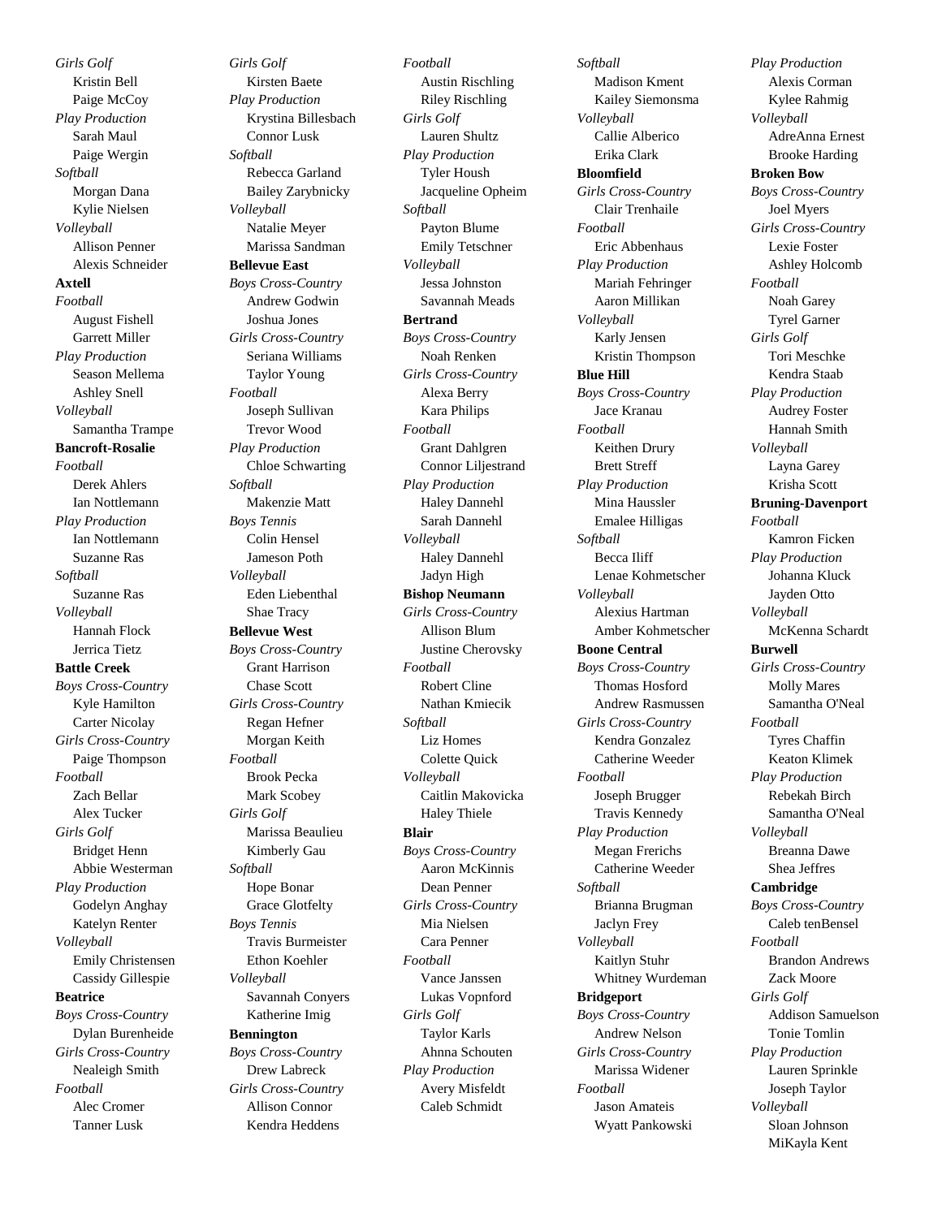*Girls Golf*
Kristin Bell
Paige McCoy
*Play Production*
Sarah Maul
Paige Wergin
*Softball*
Morgan Dana
Kylie Nielsen
*Volleyball*
Allison Penner
Alexis Schneider

**Axtell**
*Football*
August Fishell
Garrett Miller
*Play Production*
Season Mellema
Ashley Snell
*Volleyball*
Samantha Trampe

**Bancroft-Rosalie**
*Football*
Derek Ahlers
Ian Nottlemann
*Play Production*
Ian Nottlemann
Suzanne Ras
*Softball*
Suzanne Ras
*Volleyball*
Hannah Flock
Jerrica Tietz

**Battle Creek**
*Boys Cross-Country*
Kyle Hamilton
Carter Nicolay
*Girls Cross-Country*
Paige Thompson
*Football*
Zach Bellar
Alex Tucker
*Girls Golf*
Bridget Henn
Abbie Westerman
*Play Production*
Godelyn Anghay
Katelyn Renter
*Volleyball*
Emily Christensen
Cassidy Gillespie

**Beatrice**
*Boys Cross-Country*
Dylan Burenheide
*Girls Cross-Country*
Nealeigh Smith
*Football*
Alec Cromer
Tanner Lusk
*Girls Golf*
Kirsten Baete
*Play Production*
Krystina Billesbach
Connor Lusk
*Softball*
Rebecca Garland
Bailey Zarybnicky
*Volleyball*
Natalie Meyer
Marissa Sandman

**Bellevue East**
*Boys Cross-Country*
Andrew Godwin
Joshua Jones
*Girls Cross-Country*
Seriana Williams
Taylor Young
*Football*
Joseph Sullivan
Trevor Wood
*Play Production*
Chloe Schwarting
*Softball*
Makenzie Matt
*Boys Tennis*
Colin Hensel
Jameson Poth
*Volleyball*
Eden Liebenthal
Shae Tracy

**Bellevue West**
*Boys Cross-Country*
Grant Harrison
Chase Scott
*Girls Cross-Country*
Regan Hefner
Morgan Keith
*Football*
Brook Pecka
Mark Scobey
*Girls Golf*
Marissa Beaulieu
Kimberly Gau
*Softball*
Hope Bonar
Grace Glotfelty
*Boys Tennis*
Travis Burmeister
Ethon Koehler
*Volleyball*
Savannah Conyers
Katherine Imig

**Bennington**
*Boys Cross-Country*
Drew Labreck
*Girls Cross-Country*
Allison Connor
Kendra Heddens
*Football*
Austin Rischling
Riley Rischling
*Girls Golf*
Lauren Shultz
*Play Production*
Tyler Housh
Jacqueline Opheim
*Softball*
Payton Blume
Emily Tetschner
*Volleyball*
Jessa Johnston
Savannah Meads

**Bertrand**
*Boys Cross-Country*
Noah Renken
*Girls Cross-Country*
Alexa Berry
Kara Philips
*Football*
Grant Dahlgren
Connor Liljestrand
*Play Production*
Haley Dannehl
Sarah Dannehl
*Volleyball*
Haley Dannehl
Jadyn High

**Bishop Neumann**
*Girls Cross-Country*
Allison Blum
Justine Cherovsky
*Football*
Robert Cline
Nathan Kmiecik
*Softball*
Liz Homes
Colette Quick
*Volleyball*
Caitlin Makovicka
Haley Thiele

**Blair**
*Boys Cross-Country*
Aaron McKinnis
Dean Penner
*Girls Cross-Country*
Mia Nielsen
Cara Penner
*Football*
Vance Janssen
Lukas Vopnford
*Girls Golf*
Taylor Karls
Ahnna Schouten
*Play Production*
Avery Misfeldt
Caleb Schmidt
*Softball*
Madison Kment
Kailey Siemonsma
*Volleyball*
Callie Alberico
Erika Clark

**Bloomfield**
*Girls Cross-Country*
Clair Trenhaile
*Football*
Eric Abbenhaus
*Play Production*
Mariah Fehringer
Aaron Millikan
*Volleyball*
Karly Jensen
Kristin Thompson

**Blue Hill**
*Boys Cross-Country*
Jace Kranau
*Football*
Keithen Drury
Brett Streff
*Play Production*
Mina Haussler
Emalee Hilligas
*Softball*
Becca Iliff
Lenae Kohmetscher
*Volleyball*
Alexius Hartman
Amber Kohmetscher

**Boone Central**
*Boys Cross-Country*
Thomas Hosford
Andrew Rasmussen
*Girls Cross-Country*
Kendra Gonzalez
Catherine Weeder
*Football*
Joseph Brugger
Travis Kennedy
*Play Production*
Megan Frerichs
Catherine Weeder
*Softball*
Brianna Brugman
Jaclyn Frey
*Volleyball*
Kaitlyn Stuhr
Whitney Wurdeman

**Bridgeport**
*Boys Cross-Country*
Andrew Nelson
*Girls Cross-Country*
Marissa Widener
*Football*
Jason Amateis
Wyatt Pankowski
*Play Production*
Alexis Corman
Kylee Rahmig
*Volleyball*
AdreAnna Ernest
Brooke Harding

**Broken Bow**
*Boys Cross-Country*
Joel Myers
*Girls Cross-Country*
Lexie Foster
Ashley Holcomb
*Football*
Noah Garey
Tyrel Garner
*Girls Golf*
Tori Meschke
Kendra Staab
*Play Production*
Audrey Foster
Hannah Smith
*Volleyball*
Layna Garey
Krisha Scott

**Bruning-Davenport**
*Football*
Kamron Ficken
*Play Production*
Johanna Kluck
Jayden Otto
*Volleyball*
McKenna Schardt

**Burwell**
*Girls Cross-Country*
Molly Mares
Samantha O'Neal
*Football*
Tyres Chaffin
Keaton Klimek
*Play Production*
Rebekah Birch
Samantha O'Neal
*Volleyball*
Breanna Dawe
Shea Jeffres

**Cambridge**
*Boys Cross-Country*
Caleb tenBensel
*Football*
Brandon Andrews
Zack Moore
*Girls Golf*
Addison Samuelson
Tonie Tomlin
*Play Production*
Lauren Sprinkle
Joseph Taylor
*Volleyball*
Sloan Johnson
MiKayla Kent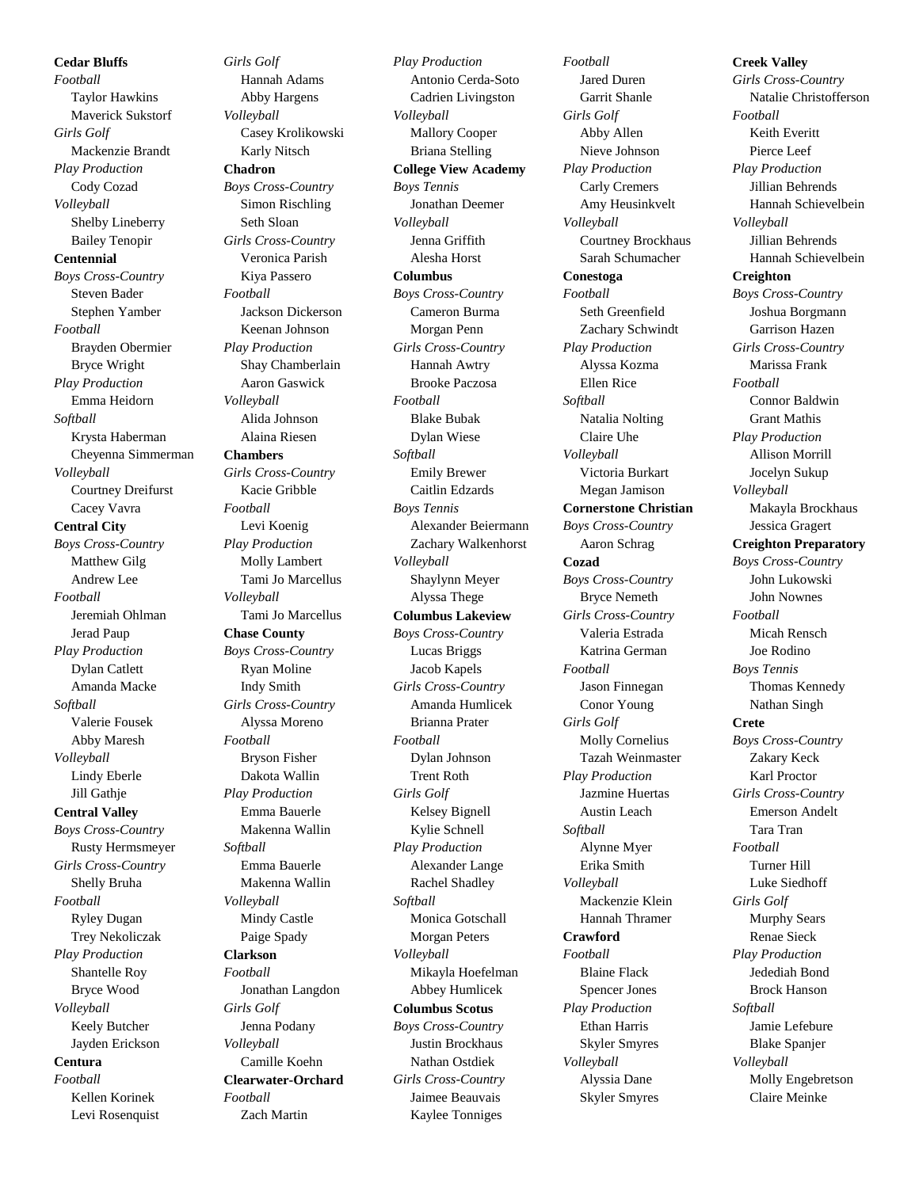**Cedar Bluffs**

*Football*

Taylor Hawkins
Maverick Sukstorf

*Girls Golf*

Mackenzie Brandt

*Play Production*

Cody Cozad

*Volleyball*

Shelby Lineberry
Bailey Tenopir

**Centennial**

*Boys Cross-Country*

Steven Bader
Stephen Yamber

*Football*

Brayden Obermier
Bryce Wright

*Play Production*

Emma Heidorn

*Softball*

Krysta Haberman
Cheyenna Simmerman

*Volleyball*

Courtney Dreifurst
Cacey Vavra

**Central City**

*Boys Cross-Country*

Matthew Gilg
Andrew Lee

*Football*

Jeremiah Ohlman
Jerad Paup

*Play Production*

Dylan Catlett
Amanda Macke

*Softball*

Valerie Fousek
Abby Maresh

*Volleyball*

Lindy Eberle
Jill Gathje

**Central Valley**

*Boys Cross-Country*

Rusty Hermsmeyer

*Girls Cross-Country*

Shelly Bruha

*Football*

Ryley Dugan
Trey Nekoliczak

*Play Production*

Shantelle Roy
Bryce Wood

*Volleyball*

Keely Butcher
Jayden Erickson

**Centura**

*Football*

Kellen Korinek
Levi Rosenquist

*Girls Golf*

Hannah Adams
Abby Hargens

*Volleyball*

Casey Krolikowski
Karly Nitsch

**Chadron**

*Boys Cross-Country*

Simon Rischling
Seth Sloan

*Girls Cross-Country*

Veronica Parish
Kiya Passero

*Football*

Jackson Dickerson
Keenan Johnson

*Play Production*

Shay Chamberlain
Aaron Gaswick

*Volleyball*

Alida Johnson
Alaina Riesen

**Chambers**

*Girls Cross-Country*

Kacie Gribble

*Football*

Levi Koenig

*Play Production*

Molly Lambert
Tami Jo Marcellus

*Volleyball*

Tami Jo Marcellus

**Chase County**

*Boys Cross-Country*

Ryan Moline
Indy Smith

*Girls Cross-Country*

Alyssa Moreno

*Football*

Bryson Fisher
Dakota Wallin

*Play Production*

Emma Bauerle
Makenna Wallin

*Softball*

Emma Bauerle
Makenna Wallin

*Volleyball*

Mindy Castle
Paige Spady

**Clarkson**

*Football*

Jonathan Langdon

*Girls Golf*

Jenna Podany

*Volleyball*

Camille Koehn

**Clearwater-Orchard**

*Football*

Zach Martin

*Play Production*

Antonio Cerda-Soto
Cadrien Livingston

*Volleyball*

Mallory Cooper
Briana Stelling

**College View Academy**

*Boys Tennis*

Jonathan Deemer

*Volleyball*

Jenna Griffith
Alesha Horst

**Columbus**

*Boys Cross-Country*

Cameron Burma
Morgan Penn

*Girls Cross-Country*

Hannah Awtry
Brooke Paczosa

*Football*

Blake Bubak
Dylan Wiese

*Softball*

Emily Brewer
Caitlin Edzards

*Boys Tennis*

Alexander Beiermann
Zachary Walkenhorst

*Volleyball*

Shaylynn Meyer
Alyssa Thege

**Columbus Lakeview**

*Boys Cross-Country*

Lucas Briggs
Jacob Kapels

*Girls Cross-Country*

Amanda Humlicek
Brianna Prater

*Football*

Dylan Johnson
Trent Roth

*Girls Golf*

Kelsey Bignell
Kylie Schnell

*Play Production*

Alexander Lange
Rachel Shadley

*Softball*

Monica Gotschall
Morgan Peters

*Volleyball*

Mikayla Hoefelman
Abbey Humlicek

**Columbus Scotus**

*Boys Cross-Country*

Justin Brockhaus
Nathan Ostdiek

*Girls Cross-Country*

Jaimee Beauvais
Kaylee Tonniges

*Football*

Jared Duren
Garrit Shanle

*Girls Golf*

Abby Allen
Nieve Johnson

*Play Production*

Carly Cremers
Amy Heusinkvelt

*Volleyball*

Courtney Brockhaus
Sarah Schumacher

**Conestoga**

*Football*

Seth Greenfield
Zachary Schwindt

*Play Production*

Alyssa Kozma
Ellen Rice

*Softball*

Natalia Nolting
Claire Uhe

*Volleyball*

Victoria Burkart
Megan Jamison

**Cornerstone Christian**

*Boys Cross-Country*

Aaron Schrag

**Cozad**

*Boys Cross-Country*

Bryce Nemeth

*Girls Cross-Country*

Valeria Estrada
Katrina German

*Football*

Jason Finnegan
Conor Young

*Girls Golf*

Molly Cornelius
Tazah Weinmaster

*Play Production*

Jazmine Huertas
Austin Leach

*Softball*

Alynne Myer
Erika Smith

*Volleyball*

Mackenzie Klein
Hannah Thramer

**Crawford**

*Football*

Blaine Flack
Spencer Jones

*Play Production*

Ethan Harris
Skyler Smyres

*Volleyball*

Alyssia Dane
Skyler Smyres

**Creek Valley**

*Girls Cross-Country*

Natalie Christofferson

*Football*

Keith Everitt
Pierce Leef

*Play Production*

Jillian Behrends
Hannah Schievelbein

*Volleyball*

Jillian Behrends
Hannah Schievelbein

**Creighton**

*Boys Cross-Country*

Joshua Borgmann
Garrison Hazen

*Girls Cross-Country*

Marissa Frank

*Football*

Connor Baldwin
Grant Mathis

*Play Production*

Allison Morrill
Jocelyn Sukup

*Volleyball*

Makayla Brockhaus
Jessica Gragert

**Creighton Preparatory**

*Boys Cross-Country*

John Lukowski
John Nownes

*Football*

Micah Rensch
Joe Rodino

*Boys Tennis*

Thomas Kennedy
Nathan Singh

**Crete**

*Boys Cross-Country*

Zakary Keck
Karl Proctor

*Girls Cross-Country*

Emerson Andelt
Tara Tran

*Football*

Turner Hill
Luke Siedhoff

*Girls Golf*

Murphy Sears
Renae Sieck

*Play Production*

Jedediah Bond
Brock Hanson

*Softball*

Jamie Lefebure
Blake Spanjer

*Volleyball*

Molly Engebretson
Claire Meinke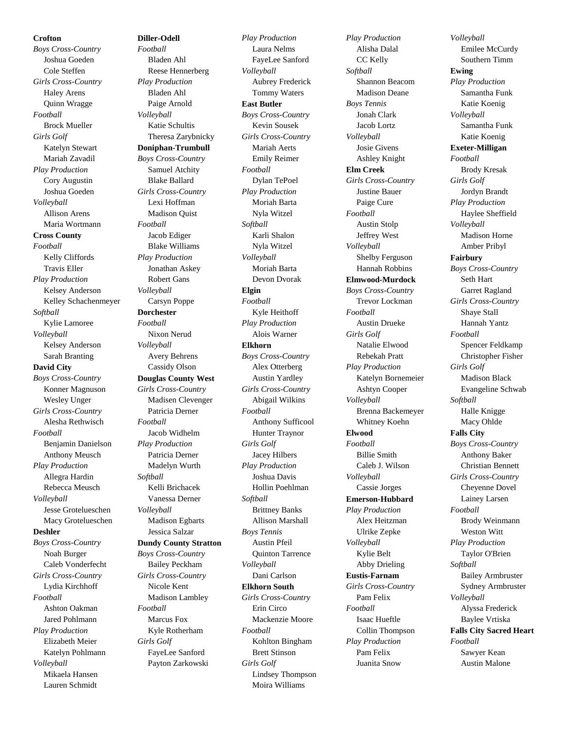**Crofton**

*Boys Cross-Country*
- Joshua Goeden
- Cole Steffen

*Girls Cross-Country*
- Haley Arens
- Quinn Wragge

*Football*
- Brock Mueller

*Girls Golf*
- Katelyn Stewart
- Mariah Zavadil

*Play Production*
- Cory Augustin
- Joshua Goeden

*Volleyball*
- Allison Arens
- Maria Wortmann

**Cross County**

*Football*
- Kelly Cliffords
- Travis Eller

*Play Production*
- Kelsey Anderson
- Kelley Schachenmeyer

*Softball*
- Kylie Lamoree

*Volleyball*
- Kelsey Anderson
- Sarah Branting

**David City**

*Boys Cross-Country*
- Konner Magnuson
- Wesley Unger

*Girls Cross-Country*
- Alesha Rethwisch

*Football*
- Benjamin Danielson
- Anthony Meusch

*Play Production*
- Allegra Hardin
- Rebecca Meusch

*Volleyball*
- Jesse Grotelueschen
- Macy Grotelueschen

**Deshler**

*Boys Cross-Country*
- Noah Burger
- Caleb Vonderfecht

*Girls Cross-Country*
- Lydia Kirchhoff

*Football*
- Ashton Oakman
- Jared Pohlmann

*Play Production*
- Elizabeth Meier
- Katelyn Pohlmann

*Volleyball*
- Mikaela Hansen
- Lauren Schmidt

**Diller-Odell**

*Football*
- Bladen Ahl
- Reese Hennerberg

*Play Production*
- Bladen Ahl
- Paige Arnold

*Volleyball*
- Katie Schultis
- Theresa Zarybnicky

**Doniphan-Trumbull**

*Boys Cross-Country*
- Samuel Atchity
- Blake Ballard

*Girls Cross-Country*
- Lexi Hoffman
- Madison Quist

*Football*
- Jacob Ediger
- Blake Williams

*Play Production*
- Jonathan Askey
- Robert Gans

*Volleyball*
- Carsyn Poppe

**Dorchester**

*Football*
- Nixon Nerud

*Volleyball*
- Avery Behrens
- Cassidy Olson

**Douglas County West**

*Girls Cross-Country*
- Madisen Clevenger
- Patricia Derner

*Football*
- Jacob Widhelm

*Play Production*
- Patricia Derner
- Madelyn Wurth

*Softball*
- Kelli Brichacek
- Vanessa Derner

*Volleyball*
- Madison Egbarts
- Jessica Salzar

**Dundy County Stratton**

*Boys Cross-Country*
- Bailey Peckham

*Girls Cross-Country*
- Nicole Kent
- Madison Lambley

*Football*
- Marcus Fox
- Kyle Rotherham

*Girls Golf*
- FayeLee Sanford
- Payton Zarkowski

*Play Production*
- Laura Nelms
- FayeLee Sanford

*Volleyball*
- Aubrey Frederick
- Tommy Waters

**East Butler**

*Boys Cross-Country*
- Kevin Sousek

*Girls Cross-Country*
- Mariah Aerts
- Emily Reimer

*Football*
- Dylan TePoel

*Play Production*
- Moriah Barta
- Nyla Witzel

*Softball*
- Karli Shalon
- Nyla Witzel

*Volleyball*
- Moriah Barta
- Devon Dvorak

**Elgin**

*Football*
- Kyle Heithoff

*Play Production*
- Alois Warner

**Elkhorn**

*Boys Cross-Country*
- Alex Otterberg
- Austin Yardley

*Girls Cross-Country*
- Abigail Wilkins

*Football*
- Anthony Sufficool
- Hunter Traynor

*Girls Golf*
- Jacey Hilbers

*Play Production*
- Joshua Davis
- Hollin Poehlman

*Softball*
- Brittney Banks
- Allison Marshall

*Boys Tennis*
- Austin Pfeil
- Quinton Tarrence

*Volleyball*
- Dani Carlson

**Elkhorn South**

*Girls Cross-Country*
- Erin Circo
- Mackenzie Moore

*Football*
- Kohlton Bingham
- Brett Stinson

*Girls Golf*
- Lindsey Thompson
- Moira Williams

*Play Production*
- Alisha Dalal
- CC Kelly

*Softball*
- Shannon Beacom
- Madison Deane

*Boys Tennis*
- Jonah Clark
- Jacob Lortz

*Volleyball*
- Josie Givens
- Ashley Knight

**Elm Creek**

*Girls Cross-Country*
- Justine Bauer
- Paige Cure

*Football*
- Austin Stolp
- Jeffrey West

*Volleyball*
- Shelby Ferguson
- Hannah Robbins

**Elmwood-Murdock**

*Boys Cross-Country*
- Trevor Lockman

*Football*
- Austin Drueke

*Girls Golf*
- Natalie Elwood
- Rebekah Pratt

*Play Production*
- Katelyn Bornemeier
- Ashtyn Cooper

*Volleyball*
- Brenna Backemeyer
- Whitney Koehn

**Elwood**

*Football*
- Billie Smith
- Caleb J. Wilson

*Volleyball*
- Cassie Jorges

**Emerson-Hubbard**

*Play Production*
- Alex Heitzman
- Ulrike Zepke

*Volleyball*
- Kylie Belt
- Abby Drieling

**Eustis-Farnam**

*Girls Cross-Country*
- Pam Felix

*Football*
- Isaac Hueftle
- Collin Thompson

*Play Production*
- Pam Felix
- Juanita Snow

*Volleyball*
- Emilee McCurdy
- Southern Timm

**Ewing**

*Play Production*
- Samantha Funk
- Katie Koenig

*Volleyball*
- Samantha Funk
- Katie Koenig

**Exeter-Milligan**

*Football*
- Brody Kresak

*Girls Golf*
- Jordyn Brandt

*Play Production*
- Haylee Sheffield

*Volleyball*
- Madison Horne
- Amber Pribyl

**Fairbury**

*Boys Cross-Country*
- Seth Hart
- Garret Ragland

*Girls Cross-Country*
- Shaye Stall
- Hannah Yantz

*Football*
- Spencer Feldkamp
- Christopher Fisher

*Girls Golf*
- Madison Black
- Evangeline Schwab

*Softball*
- Halle Knigge
- Macy Ohlde

**Falls City**

*Boys Cross-Country*
- Anthony Baker
- Christian Bennett

*Girls Cross-Country*
- Cheyenne Dovel
- Lainey Larsen

*Football*
- Brody Weinmann
- Weston Witt

*Play Production*
- Taylor O'Brien

*Softball*
- Bailey Armbruster
- Sydney Armbruster

*Volleyball*
- Alyssa Frederick
- Baylee Vrtiska

**Falls City Sacred Heart**

*Football*
- Sawyer Kean
- Austin Malone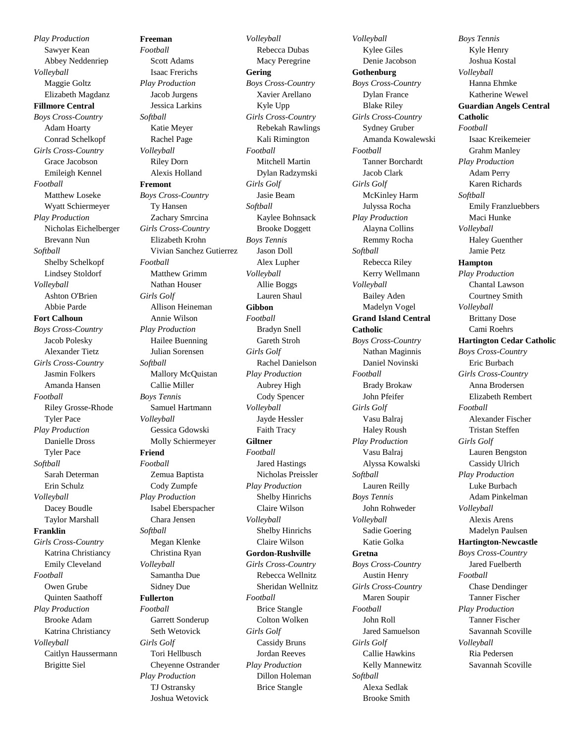*Play Production*

Sawyer Kean
Abbey Neddenriep

*Volleyball*

Maggie Goltz
Elizabeth Magdanz

**Fillmore Central**

*Boys Cross-Country*

Adam Hoarty
Conrad Schelkopf

*Girls Cross-Country*

Grace Jacobson
Emileigh Kennel

*Football*

Matthew Loseke
Wyatt Schiermeyer

*Play Production*

Nicholas Eichelberger
Brevann Nun

*Softball*

Shelby Schelkopf
Lindsey Stoldorf

*Volleyball*

Ashton O'Brien
Abbie Parde

**Fort Calhoun**

*Boys Cross-Country*

Jacob Polesky
Alexander Tietz

*Girls Cross-Country*

Jasmin Folkers
Amanda Hansen

*Football*

Riley Grosse-Rhode
Tyler Pace

*Play Production*

Danielle Dross
Tyler Pace

*Softball*

Sarah Determan
Erin Schulz

*Volleyball*

Dacey Boudle
Taylor Marshall

**Franklin**

*Girls Cross-Country*

Katrina Christiancy
Emily Cleveland

*Football*

Owen Grube
Quinten Saathoff

*Play Production*

Brooke Adam
Katrina Christiancy

*Volleyball*

Caitlyn Haussermann
Brigitte Siel

**Freeman**

*Football*

Scott Adams
Isaac Frerichs

*Play Production*

Jacob Jurgens
Jessica Larkins

*Softball*

Katie Meyer
Rachel Page

*Volleyball*

Riley Dorn
Alexis Holland

**Fremont**

*Boys Cross-Country*

Ty Hansen
Zachary Smrcina

*Girls Cross-Country*

Elizabeth Krohn
Vivian Sanchez Gutierrez

*Football*

Matthew Grimm
Nathan Houser

*Girls Golf*

Allison Heineman
Annie Wilson

*Play Production*

Hailee Buenning
Julian Sorensen

*Softball*

Mallory McQuistan
Callie Miller

*Boys Tennis*

Samuel Hartmann

*Volleyball*

Gessica Gdowski
Molly Schiermeyer

**Friend**

*Football*

Zemua Baptista
Cody Zumpfe

*Play Production*

Isabel Eberspacher
Chara Jensen

*Softball*

Megan Klenke
Christina Ryan

*Volleyball*

Samantha Due
Sidney Due

**Fullerton**

*Football*

Garrett Sonderup
Seth Wetovick

*Girls Golf*

Tori Hellbusch
Cheyenne Ostrander

*Play Production*

TJ Ostransky
Joshua Wetovick

*Volleyball*

Rebecca Dubas
Macy Peregrine

**Gering**

*Boys Cross-Country*

Xavier Arellano
Kyle Upp

*Girls Cross-Country*

Rebekah Rawlings
Kali Rimington

*Football*

Mitchell Martin
Dylan Radzymski

*Girls Golf*

Jasie Beam

*Softball*

Kaylee Bohnsack
Brooke Doggett

*Boys Tennis*

Jason Doll
Alex Lupher

*Volleyball*

Allie Boggs
Lauren Shaul

**Gibbon**

*Football*

Bradyn Snell
Gareth Stroh

*Girls Golf*

Rachel Danielson

*Play Production*

Aubrey High
Cody Spencer

*Volleyball*

Jayde Hessler
Faith Tracy

**Giltner**

*Football*

Jared Hastings
Nicholas Preissler

*Play Production*

Shelby Hinrichs
Claire Wilson

*Volleyball*

Shelby Hinrichs
Claire Wilson

**Gordon-Rushville**

*Girls Cross-Country*

Rebecca Wellnitz
Sheridan Wellnitz

*Football*

Brice Stangle
Colton Wolken

*Girls Golf*

Cassidy Bruns
Jordan Reeves

*Play Production*

Dillon Holeman
Brice Stangle

*Volleyball*

Kylee Giles
Denie Jacobson

**Gothenburg**

*Boys Cross-Country*

Dylan France
Blake Riley

*Girls Cross-Country*

Sydney Gruber
Amanda Kowalewski

*Football*

Tanner Borchardt
Jacob Clark

*Girls Golf*

McKinley Harm
Julyssa Rocha

*Play Production*

Alayna Collins
Remmy Rocha

*Softball*

Rebecca Riley
Kerry Wellmann

*Volleyball*

Bailey Aden
Madelyn Vogel

**Grand Island Central Catholic**

*Boys Cross-Country*

Nathan Maginnis
Daniel Novinski

*Football*

Brady Brokaw
John Pfeifer

*Girls Golf*

Vasu Balraj
Haley Roush

*Play Production*

Vasu Balraj
Alyssa Kowalski

*Softball*

Lauren Reilly

*Boys Tennis*

John Rohweder

*Volleyball*

Sadie Goering
Katie Golka

**Gretna**

*Boys Cross-Country*

Austin Henry

*Girls Cross-Country*

Maren Soupir

*Football*

John Roll
Jared Samuelson

*Girls Golf*

Callie Hawkins
Kelly Mannewitz

*Softball*

Alexa Sedlak
Brooke Smith

*Boys Tennis*

Kyle Henry
Joshua Kostal

*Volleyball*

Hanna Ehmke
Katherine Wewel

**Guardian Angels Central Catholic**

*Football*

Isaac Kreikemeier
Grahm Manley

*Play Production*

Adam Perry
Karen Richards

*Softball*

Emily Franzluebbers
Maci Hunke

*Volleyball*

Haley Guenther
Jamie Petz

**Hampton**

*Play Production*

Chantal Lawson
Courtney Smith

*Volleyball*

Brittany Dose
Cami Roehrs

**Hartington Cedar Catholic**

*Boys Cross-Country*

Eric Burbach

*Girls Cross-Country*

Anna Brodersen
Elizabeth Rembert

*Football*

Alexander Fischer
Tristan Steffen

*Girls Golf*

Lauren Bengston
Cassidy Ulrich

*Play Production*

Luke Burbach
Adam Pinkelman

*Volleyball*

Alexis Arens
Madelyn Paulsen

**Hartington-Newcastle**

*Boys Cross-Country*

Jared Fuelberth

*Football*

Chase Dendinger
Tanner Fischer

*Play Production*

Tanner Fischer
Savannah Scoville

*Volleyball*

Ria Pedersen
Savannah Scoville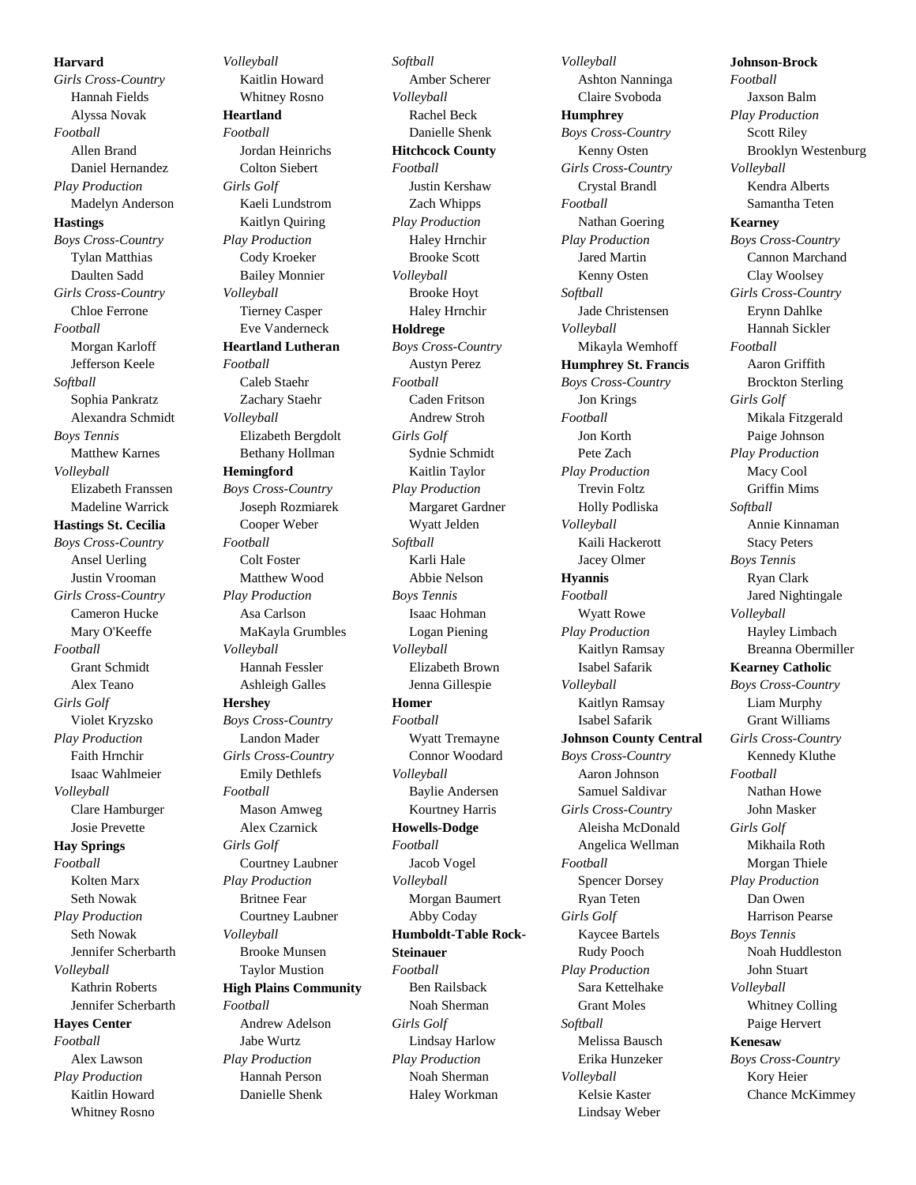**Harvard**

*Girls Cross-Country*

Hannah Fields
Alyssa Novak

*Football*

Allen Brand
Daniel Hernandez

*Play Production*

Madelyn Anderson

**Hastings**

*Boys Cross-Country*

Tylan Matthias
Daulten Sadd

*Girls Cross-Country*

Chloe Ferrone

*Football*

Morgan Karloff
Jefferson Keele

*Softball*

Sophia Pankratz
Alexandra Schmidt

*Boys Tennis*

Matthew Karnes

*Volleyball*

Elizabeth Franssen
Madeline Warrick

**Hastings St. Cecilia**

*Boys Cross-Country*

Ansel Uerling
Justin Vrooman

*Girls Cross-Country*

Cameron Hucke
Mary O'Keeffe

*Football*

Grant Schmidt
Alex Teano

*Girls Golf*

Violet Kryzsko

*Play Production*

Faith Hrnchir
Isaac Wahlmeier

*Volleyball*

Clare Hamburger
Josie Prevette

**Hay Springs**

*Football*

Kolten Marx
Seth Nowak

*Play Production*

Seth Nowak
Jennifer Scherbarth

*Volleyball*

Kathrin Roberts
Jennifer Scherbarth

**Hayes Center**

*Football*

Alex Lawson

*Play Production*

Kaitlin Howard
Whitney Rosno

*Volleyball*

Kaitlin Howard
Whitney Rosno

**Heartland**

*Football*

Jordan Heinrichs
Colton Siebert

*Girls Golf*

Kaeli Lundstrom
Kaitlyn Quiring

*Play Production*

Cody Kroeker
Bailey Monnier

*Volleyball*

Tierney Casper
Eve Vanderneck

**Heartland Lutheran**

*Football*

Caleb Staehr
Zachary Staehr

*Volleyball*

Elizabeth Bergdolt
Bethany Hollman

**Hemingford**

*Boys Cross-Country*

Joseph Rozmiarek
Cooper Weber

*Football*

Colt Foster
Matthew Wood

*Play Production*

Asa Carlson
MaKayla Grumbles

*Volleyball*

Hannah Fessler
Ashleigh Galles

**Hershey**

*Boys Cross-Country*

Landon Mader

*Girls Cross-Country*

Emily Dethlefs

*Football*

Mason Amweg
Alex Czarnick

*Girls Golf*

Courtney Laubner

*Play Production*

Britnee Fear
Courtney Laubner

*Volleyball*

Brooke Munsen
Taylor Mustion

**High Plains Community**

*Football*

Andrew Adelson
Jabe Wurtz

*Play Production*

Hannah Person
Danielle Shenk

*Softball*

Amber Scherer

*Volleyball*

Rachel Beck
Danielle Shenk

**Hitchcock County**

*Football*

Justin Kershaw
Zach Whipps

*Play Production*

Haley Hrnchir
Brooke Scott

*Volleyball*

Brooke Hoyt
Haley Hrnchir

**Holdrege**

*Boys Cross-Country*

Austyn Perez

*Football*

Caden Fritson
Andrew Stroh

*Girls Golf*

Sydnie Schmidt
Kaitlin Taylor

*Play Production*

Margaret Gardner
Wyatt Jelden

*Softball*

Karli Hale
Abbie Nelson

*Boys Tennis*

Isaac Hohman
Logan Piening

*Volleyball*

Elizabeth Brown
Jenna Gillespie

**Homer**

*Football*

Wyatt Tremayne
Connor Woodard

*Volleyball*

Baylie Andersen
Kourtney Harris

**Howells-Dodge**

*Football*

Jacob Vogel

*Volleyball*

Morgan Baumert
Abby Coday

**Humboldt-Table Rock-Steinauer**

*Football*

Ben Railsback
Noah Sherman

*Girls Golf*

Lindsay Harlow

*Play Production*

Noah Sherman
Haley Workman

*Volleyball*

Ashton Nanninga
Claire Svoboda

**Humphrey**

*Boys Cross-Country*

Kenny Osten

*Girls Cross-Country*

Crystal Brandl

*Football*

Nathan Goering

*Play Production*

Jared Martin
Kenny Osten

*Softball*

Jade Christensen

*Volleyball*

Mikayla Wemhoff

**Humphrey St. Francis**

*Boys Cross-Country*

Jon Krings

*Football*

Jon Korth
Pete Zach

*Play Production*

Trevin Foltz
Holly Podliska

*Volleyball*

Kaili Hackerott
Jacey Olmer

**Hyannis**

*Football*

Wyatt Rowe

*Play Production*

Kaitlyn Ramsay
Isabel Safarik

*Volleyball*

Kaitlyn Ramsay
Isabel Safarik

**Johnson County Central**

*Boys Cross-Country*

Aaron Johnson
Samuel Saldivar

*Girls Cross-Country*

Aleisha McDonald
Angelica Wellman

*Football*

Spencer Dorsey
Ryan Teten

*Girls Golf*

Kaycee Bartels
Rudy Pooch

*Play Production*

Sara Kettelhake
Grant Moles

*Softball*

Melissa Bausch
Erika Hunzeker

*Volleyball*

Kelsie Kaster
Lindsay Weber

**Johnson-Brock**

*Football*

Jaxson Balm

*Play Production*

Scott Riley
Brooklyn Westenburg

*Volleyball*

Kendra Alberts
Samantha Teten

**Kearney**

*Boys Cross-Country*

Cannon Marchand
Clay Woolsey

*Girls Cross-Country*

Erynn Dahlke
Hannah Sickler

*Football*

Aaron Griffith
Brockton Sterling

*Girls Golf*

Mikala Fitzgerald
Paige Johnson

*Play Production*

Macy Cool
Griffin Mims

*Softball*

Annie Kinnaman
Stacy Peters

*Boys Tennis*

Ryan Clark
Jared Nightingale

*Volleyball*

Hayley Limbach
Breanna Obermiller

**Kearney Catholic**

*Boys Cross-Country*

Liam Murphy
Grant Williams

*Girls Cross-Country*

Kennedy Kluthe

*Football*

Nathan Howe
John Masker

*Girls Golf*

Mikhaila Roth
Morgan Thiele

*Play Production*

Dan Owen
Harrison Pearse

*Boys Tennis*

Noah Huddleston
John Stuart

*Volleyball*

Whitney Colling
Paige Hervert

**Kenesaw**

*Boys Cross-Country*

Kory Heier
Chance McKimmey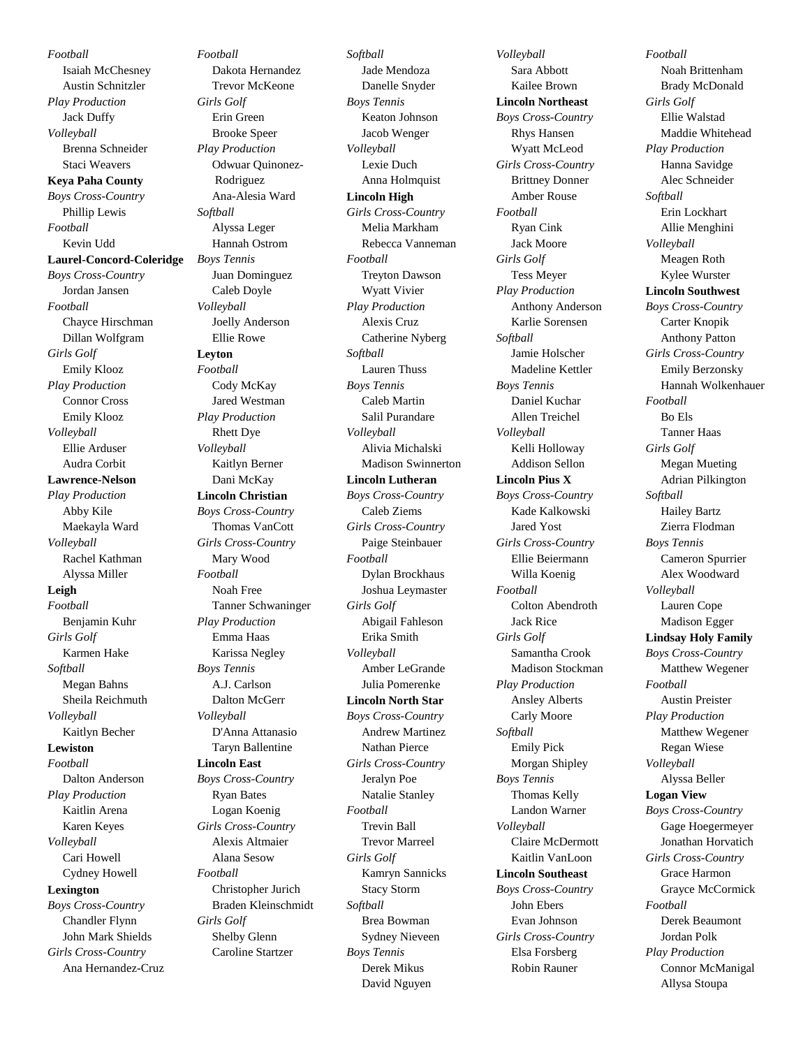*Football*
Isaiah McChesney
Austin Schnitzler
*Play Production*
Jack Duffy
*Volleyball*
Brenna Schneider
Staci Weavers

**Keya Paha County**
*Boys Cross-Country*
Phillip Lewis
*Football*
Kevin Udd

**Laurel-Concord-Coleridge**
*Boys Cross-Country*
Jordan Jansen
*Football*
Chayce Hirschman
Dillan Wolfgram
*Girls Golf*
Emily Klooz
*Play Production*
Connor Cross
Emily Klooz
*Volleyball*
Ellie Arduser
Audra Corbit

**Lawrence-Nelson**
*Play Production*
Abby Kile
Maekayla Ward
*Volleyball*
Rachel Kathman
Alyssa Miller

**Leigh**
*Football*
Benjamin Kuhr
*Girls Golf*
Karmen Hake
*Softball*
Megan Bahns
Sheila Reichmuth
*Volleyball*
Kaitlyn Becher

**Lewiston**
*Football*
Dalton Anderson
*Play Production*
Kaitlin Arena
Karen Keyes
*Volleyball*
Cari Howell
Cydney Howell

**Lexington**
*Boys Cross-Country*
Chandler Flynn
John Mark Shields
*Girls Cross-Country*
Ana Hernandez-Cruz
*Football*
Dakota Hernandez
Trevor McKeone
*Girls Golf*
Erin Green
Brooke Speer
*Play Production*
Odwuar Quinonez-Rodriguez
Ana-Alesia Ward
*Softball*
Alyssa Leger
Hannah Ostrom
*Boys Tennis*
Juan Dominguez
Caleb Doyle
*Volleyball*
Joelly Anderson
Ellie Rowe

**Leyton**
*Football*
Cody McKay
Jared Westman
*Play Production*
Rhett Dye
*Volleyball*
Kaitlyn Berner
Dani McKay

**Lincoln Christian**
*Boys Cross-Country*
Thomas VanCott
*Girls Cross-Country*
Mary Wood
*Football*
Noah Free
Tanner Schwaninger
*Play Production*
Emma Haas
Karissa Negley
*Boys Tennis*
A.J. Carlson
Dalton McGerr
*Volleyball*
D'Anna Attanasio
Taryn Ballentine

**Lincoln East**
*Boys Cross-Country*
Ryan Bates
Logan Koenig
*Girls Cross-Country*
Alexis Altmaier
Alana Sesow
*Football*
Christopher Jurich
Braden Kleinschmidt
*Girls Golf*
Shelby Glenn
Caroline Startzer
*Softball*
Jade Mendoza
Danelle Snyder
*Boys Tennis*
Keaton Johnson
Jacob Wenger
*Volleyball*
Lexie Duch
Anna Holmquist

**Lincoln High**
*Girls Cross-Country*
Melia Markham
Rebecca Vanneman
*Football*
Treyton Dawson
Wyatt Vivier
*Play Production*
Alexis Cruz
Catherine Nyberg
*Softball*
Lauren Thuss
*Boys Tennis*
Caleb Martin
Salil Purandare
*Volleyball*
Alivia Michalski
Madison Swinnerton

**Lincoln Lutheran**
*Boys Cross-Country*
Caleb Ziems
*Girls Cross-Country*
Paige Steinbauer
*Football*
Dylan Brockhaus
Joshua Leymaster
*Girls Golf*
Abigail Fahleson
Erika Smith
*Volleyball*
Amber LeGrande
Julia Pomerenke

**Lincoln North Star**
*Boys Cross-Country*
Andrew Martinez
Nathan Pierce
*Girls Cross-Country*
Jeralyn Poe
Natalie Stanley
*Football*
Trevin Ball
Trevor Marreel
*Girls Golf*
Kamryn Sannicks
Stacy Storm
*Softball*
Brea Bowman
Sydney Nieveen
*Boys Tennis*
Derek Mikus
David Nguyen
*Volleyball*
Sara Abbott
Kailee Brown

**Lincoln Northeast**
*Boys Cross-Country*
Rhys Hansen
Wyatt McLeod
*Girls Cross-Country*
Brittney Donner
Amber Rouse
*Football*
Ryan Cink
Jack Moore
*Girls Golf*
Tess Meyer
*Play Production*
Anthony Anderson
Karlie Sorensen
*Softball*
Jamie Holscher
Madeline Kettler
*Boys Tennis*
Daniel Kuchar
Allen Treichel
*Volleyball*
Kelli Holloway
Addison Sellon

**Lincoln Pius X**
*Boys Cross-Country*
Kade Kalkowski
Jared Yost
*Girls Cross-Country*
Ellie Beiermann
Willa Koenig
*Football*
Colton Abendroth
Jack Rice
*Girls Golf*
Samantha Crook
Madison Stockman
*Play Production*
Ansley Alberts
Carly Moore
*Softball*
Emily Pick
Morgan Shipley
*Boys Tennis*
Thomas Kelly
Landon Warner
*Volleyball*
Claire McDermott
Kaitlin VanLoon

**Lincoln Southeast**
*Boys Cross-Country*
John Ebers
Evan Johnson
*Girls Cross-Country*
Elsa Forsberg
Robin Rauner
*Football*
Noah Brittenham
Brady McDonald
*Girls Golf*
Ellie Walstad
Maddie Whitehead
*Play Production*
Hanna Savidge
Alec Schneider
*Softball*
Erin Lockhart
Allie Menghini
*Volleyball*
Meagen Roth
Kylee Wurster

**Lincoln Southwest**
*Boys Cross-Country*
Carter Knopik
Anthony Patton
*Girls Cross-Country*
Emily Berzonsky
Hannah Wolkenhauer
*Football*
Bo Els
Tanner Haas
*Girls Golf*
Megan Mueting
Adrian Pilkington
*Softball*
Hailey Bartz
Zierra Flodman
*Boys Tennis*
Cameron Spurrier
Alex Woodward
*Volleyball*
Lauren Cope
Madison Egger

**Lindsay Holy Family**
*Boys Cross-Country*
Matthew Wegener
*Football*
Austin Preister
*Play Production*
Matthew Wegener
Regan Wiese
*Volleyball*
Alyssa Beller

**Logan View**
*Boys Cross-Country*
Gage Hoegermeyer
Jonathan Horvatich
*Girls Cross-Country*
Grace Harmon
Grayce McCormick
*Football*
Derek Beaumont
Jordan Polk
*Play Production*
Connor McManigal
Allysa Stoupa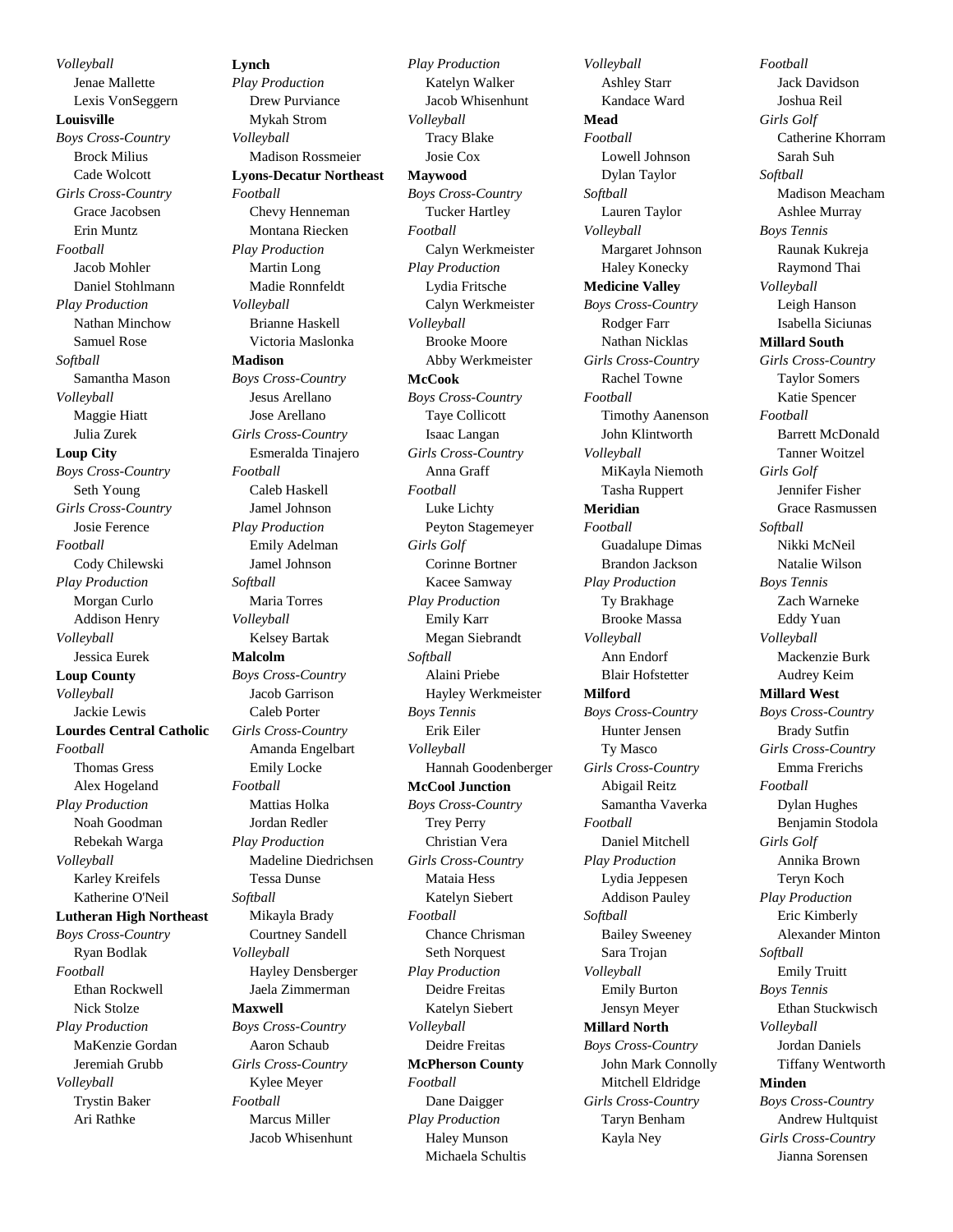*Volleyball*
Jenae Mallette
Lexis VonSeggern

**Louisville**

*Boys Cross-Country*
Brock Milius
Cade Wolcott

*Girls Cross-Country*
Grace Jacobsen
Erin Muntz

*Football*
Jacob Mohler
Daniel Stohlmann

*Play Production*
Nathan Minchow
Samuel Rose

*Softball*
Samantha Mason

*Volleyball*
Maggie Hiatt
Julia Zurek

**Loup City**

*Boys Cross-Country*
Seth Young

*Girls Cross-Country*
Josie Ference

*Football*
Cody Chilewski

*Play Production*
Morgan Curlo
Addison Henry

*Volleyball*
Jessica Eurek

**Loup County**

*Volleyball*
Jackie Lewis

**Lourdes Central Catholic**

*Football*
Thomas Gress
Alex Hogeland

*Play Production*
Noah Goodman
Rebekah Warga

*Volleyball*
Karley Kreifels
Katherine O'Neil

**Lutheran High Northeast**

*Boys Cross-Country*
Ryan Bodlak

*Football*
Ethan Rockwell
Nick Stolze

*Play Production*
MaKenzie Gordan
Jeremiah Grubb

*Volleyball*
Trystin Baker
Ari Rathke

**Lynch**

*Play Production*
Drew Purviance
Mykah Strom

*Volleyball*
Madison Rossmeier

**Lyons-Decatur Northeast**

*Football*
Chevy Henneman
Montana Riecken

*Play Production*
Martin Long
Madie Ronnfeldt

*Volleyball*
Brianne Haskell
Victoria Maslonka

**Madison**

*Boys Cross-Country*
Jesus Arellano
Jose Arellano

*Girls Cross-Country*
Esmeralda Tinajero

*Football*
Caleb Haskell
Jamel Johnson

*Play Production*
Emily Adelman
Jamel Johnson

*Softball*
Maria Torres

*Volleyball*
Kelsey Bartak

**Malcolm**

*Boys Cross-Country*
Jacob Garrison
Caleb Porter

*Girls Cross-Country*
Amanda Engelbart
Emily Locke

*Football*
Mattias Holka
Jordan Redler

*Play Production*
Madeline Diedrichsen
Tessa Dunse

*Softball*
Mikayla Brady
Courtney Sandell

*Volleyball*
Hayley Densberger
Jaela Zimmerman

**Maxwell**

*Boys Cross-Country*
Aaron Schaub

*Girls Cross-Country*
Kylee Meyer

*Football*
Marcus Miller
Jacob Whisenhunt

*Play Production*
Katelyn Walker
Jacob Whisenhunt

*Volleyball*
Tracy Blake
Josie Cox

**Maywood**

*Boys Cross-Country*
Tucker Hartley

*Football*
Calyn Werkmeister

*Play Production*
Lydia Fritsche
Calyn Werkmeister

*Volleyball*
Brooke Moore
Abby Werkmeister

**McCook**

*Boys Cross-Country*
Taye Collicott
Isaac Langan

*Girls Cross-Country*
Anna Graff

*Football*
Luke Lichty
Peyton Stagemeyer

*Girls Golf*
Corinne Bortner
Kacee Samway

*Play Production*
Emily Karr
Megan Siebrandt

*Softball*
Alaini Priebe
Hayley Werkmeister

*Boys Tennis*
Erik Eiler

*Volleyball*
Hannah Goodenberger

**McCool Junction**

*Boys Cross-Country*
Trey Perry
Christian Vera

*Girls Cross-Country*
Mataia Hess
Katelyn Siebert

*Football*
Chance Chrisman
Seth Norquest

*Play Production*
Deidre Freitas
Katelyn Siebert

*Volleyball*
Deidre Freitas

**McPherson County**

*Football*
Dane Daigger

*Play Production*
Haley Munson
Michaela Schultis

*Volleyball*
Ashley Starr
Kandace Ward

**Mead**

*Football*
Lowell Johnson
Dylan Taylor

*Softball*
Lauren Taylor

*Volleyball*
Margaret Johnson
Haley Konecky

**Medicine Valley**

*Boys Cross-Country*
Rodger Farr
Nathan Nicklas

*Girls Cross-Country*
Rachel Towne

*Football*
Timothy Aanenson
John Klintworth

*Volleyball*
MiKayla Niemoth
Tasha Ruppert

**Meridian**

*Football*
Guadalupe Dimas
Brandon Jackson

*Play Production*
Ty Brakhage
Brooke Massa

*Volleyball*
Ann Endorf
Blair Hofstetter

**Milford**

*Boys Cross-Country*
Hunter Jensen
Ty Masco

*Girls Cross-Country*
Abigail Reitz
Samantha Vaverka

*Football*
Daniel Mitchell

*Play Production*
Lydia Jeppesen
Addison Pauley

*Softball*
Bailey Sweeney
Sara Trojan

*Volleyball*
Emily Burton
Jensyn Meyer

**Millard North**

*Boys Cross-Country*
John Mark Connolly
Mitchell Eldridge

*Girls Cross-Country*
Taryn Benham
Kayla Ney

*Football*
Jack Davidson
Joshua Reil

*Girls Golf*
Catherine Khorram
Sarah Suh

*Softball*
Madison Meacham
Ashlee Murray

*Boys Tennis*
Raunak Kukreja
Raymond Thai

*Volleyball*
Leigh Hanson
Isabella Siciunas

**Millard South**

*Girls Cross-Country*
Taylor Somers
Katie Spencer

*Football*
Barrett McDonald
Tanner Woitzel

*Girls Golf*
Jennifer Fisher
Grace Rasmussen

*Softball*
Nikki McNeil
Natalie Wilson

*Boys Tennis*
Zach Warneke
Eddy Yuan

*Volleyball*
Mackenzie Burk
Audrey Keim

**Millard West**

*Boys Cross-Country*
Brady Sutfin

*Girls Cross-Country*
Emma Frerichs

*Football*
Dylan Hughes
Benjamin Stodola

*Girls Golf*
Annika Brown
Teryn Koch

*Play Production*
Eric Kimberly
Alexander Minton

*Softball*
Emily Truitt

*Boys Tennis*
Ethan Stuckwisch

*Volleyball*
Jordan Daniels
Tiffany Wentworth

**Minden**

*Boys Cross-Country*
Andrew Hultquist

*Girls Cross-Country*
Jianna Sorensen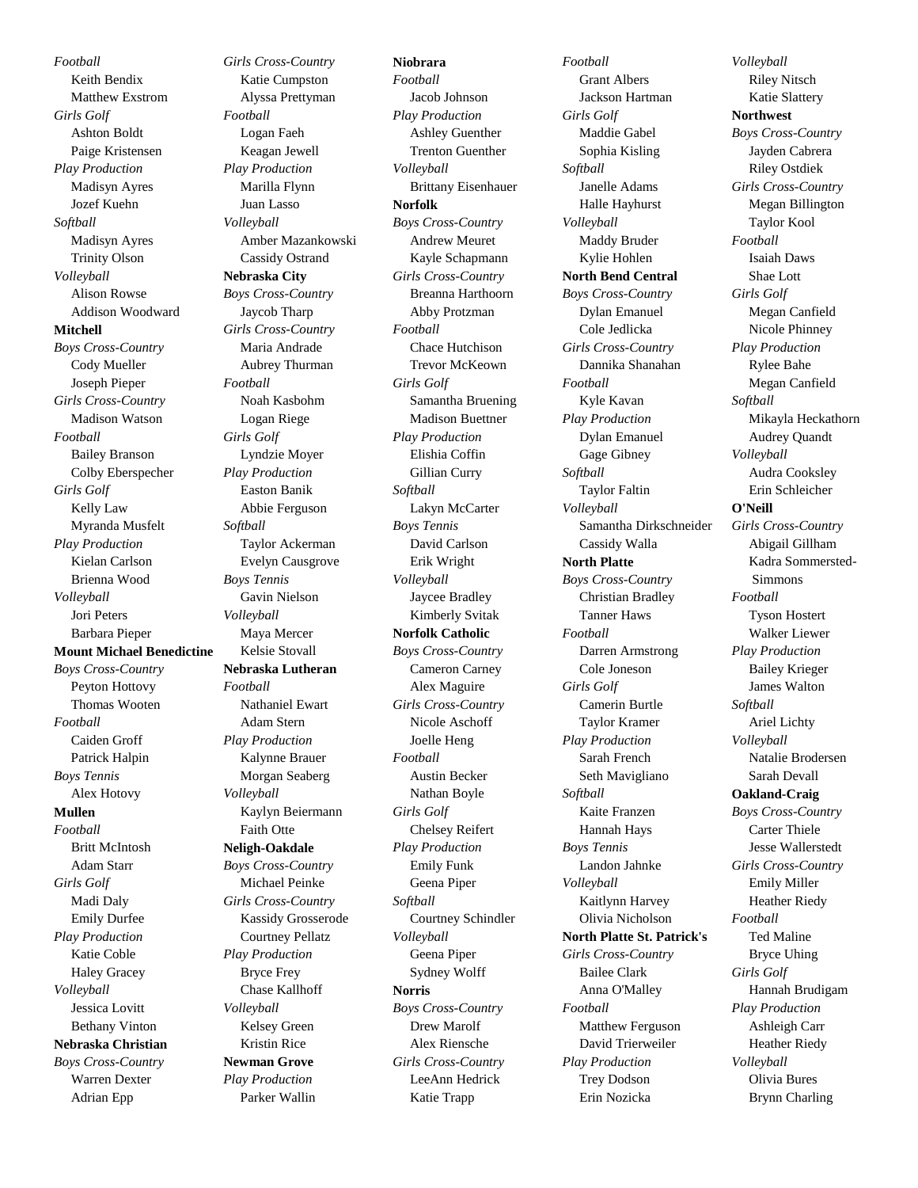*Football*
Keith Bendix
Matthew Exstrom

*Girls Golf*
Ashton Boldt
Paige Kristensen

*Play Production*
Madisyn Ayres
Jozef Kuehn

*Softball*
Madisyn Ayres
Trinity Olson

*Volleyball*
Alison Rowse
Addison Woodward

**Mitchell**

*Boys Cross-Country*
Cody Mueller
Joseph Pieper

*Girls Cross-Country*
Madison Watson

*Football*
Bailey Branson
Colby Eberspecher

*Girls Golf*
Kelly Law
Myranda Musfelt

*Play Production*
Kielan Carlson
Brienna Wood

*Volleyball*
Jori Peters
Barbara Pieper

**Mount Michael Benedictine**

*Boys Cross-Country*
Peyton Hottovy
Thomas Wooten

*Football*
Caiden Groff
Patrick Halpin

*Boys Tennis*
Alex Hotovy

**Mullen**

*Football*
Britt McIntosh
Adam Starr

*Girls Golf*
Madi Daly
Emily Durfee

*Play Production*
Katie Coble
Haley Gracey

*Volleyball*
Jessica Lovitt
Bethany Vinton

**Nebraska Christian**

*Boys Cross-Country*
Warren Dexter
Adrian Epp

*Girls Cross-Country*
Katie Cumpston
Alyssa Prettyman

*Football*
Logan Faeh
Keagan Jewell

*Play Production*
Marilla Flynn
Juan Lasso

*Volleyball*
Amber Mazankowski
Cassidy Ostrand

**Nebraska City**

*Boys Cross-Country*
Jaycob Tharp

*Girls Cross-Country*
Maria Andrade
Aubrey Thurman

*Football*
Noah Kasbohm
Logan Riege

*Girls Golf*
Lyndzie Moyer

*Play Production*
Easton Banik
Abbie Ferguson

*Softball*
Taylor Ackerman
Evelyn Causgrove

*Boys Tennis*
Gavin Nielson

*Volleyball*
Maya Mercer
Kelsie Stovall

**Nebraska Lutheran**

*Football*
Nathaniel Ewart
Adam Stern

*Play Production*
Kalynne Brauer
Morgan Seaberg

*Volleyball*
Kaylyn Beiermann
Faith Otte

**Neligh-Oakdale**

*Boys Cross-Country*
Michael Peinke

*Girls Cross-Country*
Kassidy Grosserode
Courtney Pellatz

*Play Production*
Bryce Frey
Chase Kallhoff

*Volleyball*
Kelsey Green
Kristin Rice

**Newman Grove**

*Play Production*
Parker Wallin

**Niobrara**

*Football*
Jacob Johnson

*Play Production*
Ashley Guenther
Trenton Guenther

*Volleyball*
Brittany Eisenhauer

**Norfolk**

*Boys Cross-Country*
Andrew Meuret
Kayle Schapmann

*Girls Cross-Country*
Breanna Harthoorn
Abby Protzman

*Football*
Chace Hutchison
Trevor McKeown

*Girls Golf*
Samantha Bruening
Madison Buettner

*Play Production*
Elishia Coffin
Gillian Curry

*Softball*
Lakyn McCarter

*Boys Tennis*
David Carlson
Erik Wright

*Volleyball*
Jaycee Bradley
Kimberly Svitak

**Norfolk Catholic**

*Boys Cross-Country*
Cameron Carney
Alex Maguire

*Girls Cross-Country*
Nicole Aschoff
Joelle Heng

*Football*
Austin Becker
Nathan Boyle

*Girls Golf*
Chelsey Reifert

*Play Production*
Emily Funk
Geena Piper

*Softball*
Courtney Schindler

*Volleyball*
Geena Piper
Sydney Wolff

**Norris**

*Boys Cross-Country*
Drew Marolf
Alex Riensche

*Girls Cross-Country*
LeeAnn Hedrick
Katie Trapp

*Football*
Grant Albers
Jackson Hartman

*Girls Golf*
Maddie Gabel
Sophia Kisling

*Softball*
Janelle Adams
Halle Hayhurst

*Volleyball*
Maddy Bruder
Kylie Hohlen

**North Bend Central**

*Boys Cross-Country*
Dylan Emanuel
Cole Jedlicka

*Girls Cross-Country*
Dannika Shanahan

*Football*
Kyle Kavan

*Play Production*
Dylan Emanuel
Gage Gibney

*Softball*
Taylor Faltin

*Volleyball*
Samantha Dirkschneider
Cassidy Walla

**North Platte**

*Boys Cross-Country*
Christian Bradley
Tanner Haws

*Football*
Darren Armstrong
Cole Joneson

*Girls Golf*
Camerin Burtle
Taylor Kramer

*Play Production*
Sarah French
Seth Mavigliano

*Softball*
Kaite Franzen
Hannah Hays

*Boys Tennis*
Landon Jahnke

*Volleyball*
Kaitlynn Harvey
Olivia Nicholson

**North Platte St. Patrick's**

*Girls Cross-Country*
Bailee Clark
Anna O'Malley

*Football*
Matthew Ferguson
David Trierweiler

*Play Production*
Trey Dodson
Erin Nozicka

*Volleyball*
Riley Nitsch
Katie Slattery

**Northwest**

*Boys Cross-Country*
Jayden Cabrera
Riley Ostdiek

*Girls Cross-Country*
Megan Billington
Taylor Kool

*Football*
Isaiah Daws
Shae Lott

*Girls Golf*
Megan Canfield
Nicole Phinney

*Play Production*
Rylee Bahe
Megan Canfield

*Softball*
Mikayla Heckathorn
Audrey Quandt

*Volleyball*
Audra Cooksley
Erin Schleicher

**O'Neill**

*Girls Cross-Country*
Abigail Gillham
Kadra Sommersted-Simmons

*Football*
Tyson Hostert
Walker Liewer

*Play Production*
Bailey Krieger
James Walton

*Softball*
Ariel Lichty

*Volleyball*
Natalie Brodersen
Sarah Devall

**Oakland-Craig**

*Boys Cross-Country*
Carter Thiele
Jesse Wallerstedt

*Girls Cross-Country*
Emily Miller
Heather Riedy

*Football*
Ted Maline
Bryce Uhing

*Girls Golf*
Hannah Brudigam

*Play Production*
Ashleigh Carr
Heather Riedy

*Volleyball*
Olivia Bures
Brynn Charling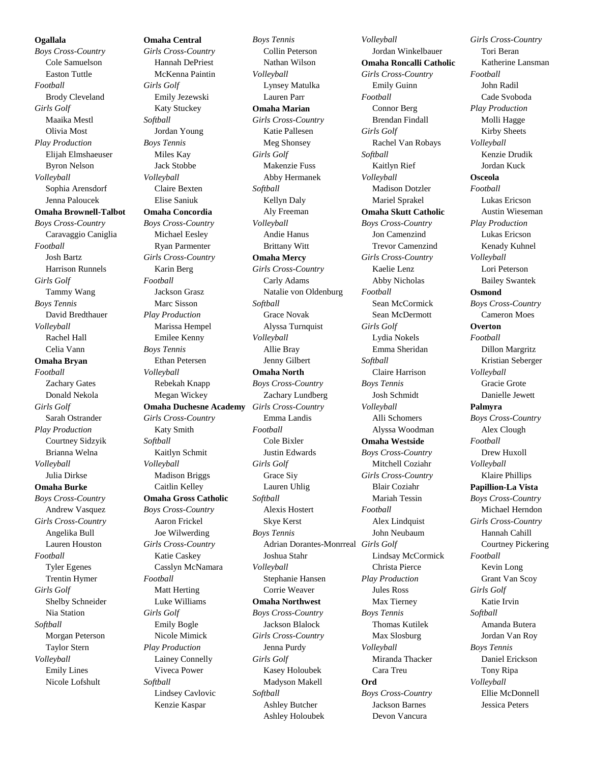**Ogallala**

*Boys Cross-Country*

Cole Samuelson
Easton Tuttle

*Football*

Brody Cleveland

*Girls Golf*

Maaika Mestl
Olivia Most

*Play Production*

Elijah Elmshaeuser
Byron Nelson

*Volleyball*

Sophia Arensdorf
Jenna Paloucek

**Omaha Brownell-Talbot**

*Boys Cross-Country*

Caravaggio Caniglia

*Football*

Josh Bartz
Harrison Runnels

*Girls Golf*

Tammy Wang

*Boys Tennis*

David Bredthauer

*Volleyball*

Rachel Hall
Celia Vann

**Omaha Bryan**

*Football*

Zachary Gates
Donald Nekola

*Girls Golf*

Sarah Ostrander

*Play Production*

Courtney Sidzyik
Brianna Welna

*Volleyball*

Julia Dirkse

**Omaha Burke**

*Boys Cross-Country*

Andrew Vasquez

*Girls Cross-Country*

Angelika Bull
Lauren Houston

*Football*

Tyler Egenes
Trentin Hymer

*Girls Golf*

Shelby Schneider
Nia Station

*Softball*

Morgan Peterson
Taylor Stern

*Volleyball*

Emily Lines
Nicole Lofshult

**Omaha Central**

*Girls Cross-Country*

Hannah DePriest
McKenna Paintin

*Girls Golf*

Emily Jezewski
Katy Stuckey

*Softball*

Jordan Young

*Boys Tennis*

Miles Kay
Jack Stobbe

*Volleyball*

Claire Bexten
Elise Saniuk

**Omaha Concordia**

*Boys Cross-Country*

Michael Eesley
Ryan Parmenter

*Girls Cross-Country*

Karin Berg

*Football*

Jackson Grasz
Marc Sisson

*Play Production*

Marissa Hempel
Emilee Kenny

*Boys Tennis*

Ethan Petersen

*Volleyball*

Rebekah Knapp
Megan Wickey

**Omaha Duchesne Academy**

*Girls Cross-Country*

Katy Smith

*Softball*

Kaitlyn Schmit

*Volleyball*

Madison Briggs
Caitlin Kelley

**Omaha Gross Catholic**

*Boys Cross-Country*

Aaron Frickel
Joe Wilwerding

*Girls Cross-Country*

Katie Caskey
Casslyn McNamara

*Football*

Matt Herting
Luke Williams

*Girls Golf*

Emily Bogle
Nicole Mimick

*Play Production*

Lainey Connelly
Viveca Power

*Softball*

Lindsey Cavlovic
Kenzie Kaspar

*Boys Tennis*

Collin Peterson
Nathan Wilson

*Volleyball*

Lynsey Matulka
Lauren Parr

**Omaha Marian**

*Girls Cross-Country*

Katie Pallesen
Meg Shonsey

*Girls Golf*

Makenzie Fuss
Abby Hermanek

*Softball*

Kellyn Daly
Aly Freeman

*Volleyball*

Andie Hanus
Brittany Witt

**Omaha Mercy**

*Girls Cross-Country*

Carly Adams
Natalie von Oldenburg

*Softball*

Grace Novak
Alyssa Turnquist

*Volleyball*

Allie Bray
Jenny Gilbert

**Omaha North**

*Boys Cross-Country*

Zachary Lundberg

*Girls Cross-Country*

Emma Landis

*Football*

Cole Bixler
Justin Edwards

*Girls Golf*

Grace Siy
Lauren Uhlig

*Softball*

Alexis Hostert
Skye Kerst

*Boys Tennis*

Adrian Dorantes-Monrreal
Joshua Stahr

*Volleyball*

Stephanie Hansen
Corrie Weaver

**Omaha Northwest**

*Boys Cross-Country*

Jackson Blalock

*Girls Cross-Country*

Jenna Purdy

*Girls Golf*

Kasey Holoubek
Madyson Makell

*Softball*

Ashley Butcher
Ashley Holoubek

*Volleyball*

Jordan Winkelbauer

**Omaha Roncalli Catholic**

*Girls Cross-Country*

Emily Guinn

*Football*

Connor Berg
Brendan Findall

*Girls Golf*

Rachel Van Robays

*Softball*

Kaitlyn Rief

*Volleyball*

Madison Dotzler
Mariel Sprakel

**Omaha Skutt Catholic**

*Boys Cross-Country*

Jon Camenzind
Trevor Camenzind

*Girls Cross-Country*

Kaelie Lenz
Abby Nicholas

*Football*

Sean McCormick
Sean McDermott

*Girls Golf*

Lydia Nokels
Emma Sheridan

*Softball*

Claire Harrison

*Boys Tennis*

Josh Schmidt

*Volleyball*

Alli Schomers
Alyssa Woodman

**Omaha Westside**

*Boys Cross-Country*

Mitchell Coziahr

*Girls Cross-Country*

Blair Coziahr
Mariah Tessin

*Football*

Alex Lindquist
John Neubaum

*Girls Golf*

Lindsay McCormick
Christa Pierce

*Play Production*

Jules Ross
Max Tierney

*Boys Tennis*

Thomas Kutilek
Max Slosburg

*Volleyball*

Miranda Thacker
Cara Treu

**Ord**

*Boys Cross-Country*

Jackson Barnes
Devon Vancura

*Girls Cross-Country*

Tori Beran
Katherine Lansman

*Football*

John Radil
Cade Svoboda

*Play Production*

Molli Hagge
Kirby Sheets

*Volleyball*

Kenzie Drudik
Jordan Kuck

**Osceola**

*Football*

Lukas Ericson
Austin Wieseman

*Play Production*

Lukas Ericson
Kenady Kuhnel

*Volleyball*

Lori Peterson
Bailey Swantek

**Osmond**

*Boys Cross-Country*

Cameron Moes

**Overton**

*Football*

Dillon Margritz
Kristian Seberger

*Volleyball*

Gracie Grote
Danielle Jewett

**Palmyra**

*Boys Cross-Country*

Alex Clough

*Football*

Drew Huxoll

*Volleyball*

Klaire Phillips

**Papillion-La Vista**

*Boys Cross-Country*

Michael Herndon

*Girls Cross-Country*

Hannah Cahill
Courtney Pickering

*Football*

Kevin Long
Grant Van Scoy

*Girls Golf*

Katie Irvin

*Softball*

Amanda Butera
Jordan Van Roy

*Boys Tennis*

Daniel Erickson
Tony Ripa

*Volleyball*

Ellie McDonnell
Jessica Peters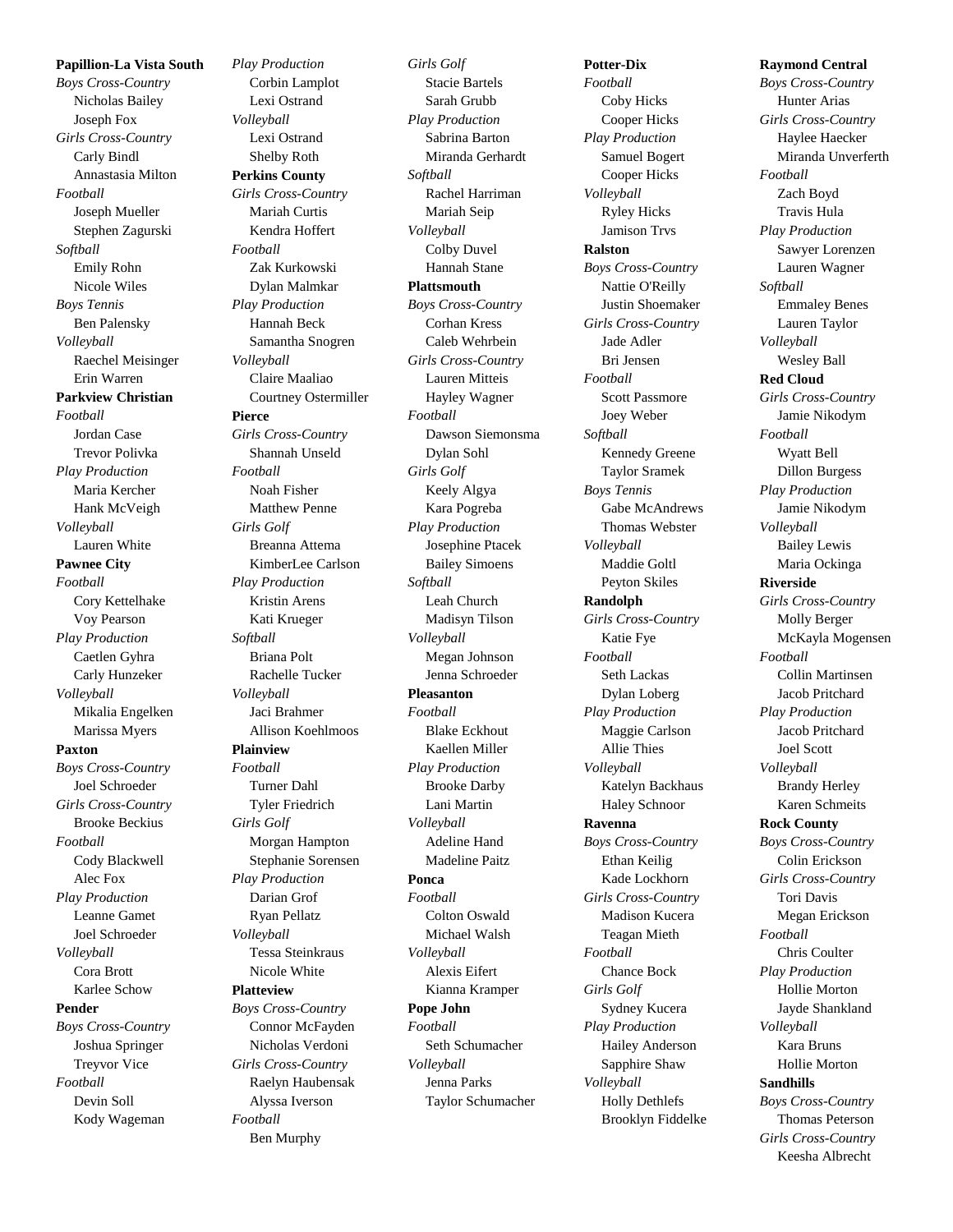**Papillion-La Vista South**

*Boys Cross-Country*
- Nicholas Bailey
- Joseph Fox

*Girls Cross-Country*
- Carly Bindl
- Annastasia Milton

*Football*
- Joseph Mueller
- Stephen Zagurski

*Softball*
- Emily Rohn
- Nicole Wiles

*Boys Tennis*
- Ben Palensky

*Volleyball*
- Raechel Meisinger
- Erin Warren

**Parkview Christian**

*Football*
- Jordan Case
- Trevor Polivka

*Play Production*
- Maria Kercher
- Hank McVeigh

*Volleyball*
- Lauren White

**Pawnee City**

*Football*
- Cory Kettelhake
- Voy Pearson

*Play Production*
- Caetlen Gyhra
- Carly Hunzeker

*Volleyball*
- Mikalia Engelken
- Marissa Myers

**Paxton**

*Boys Cross-Country*
- Joel Schroeder

*Girls Cross-Country*
- Brooke Beckius

*Football*
- Cody Blackwell
- Alec Fox

*Play Production*
- Leanne Gamet
- Joel Schroeder

*Volleyball*
- Cora Brott
- Karlee Schow

**Pender**

*Boys Cross-Country*
- Joshua Springer
- Treyvor Vice

*Football*
- Devin Soll
- Kody Wageman

*Play Production*
- Corbin Lamplot
- Lexi Ostrand

*Volleyball*
- Lexi Ostrand
- Shelby Roth

**Perkins County**

*Girls Cross-Country*
- Mariah Curtis
- Kendra Hoffert

*Football*
- Zak Kurkowski
- Dylan Malmkar

*Play Production*
- Hannah Beck
- Samantha Snogren

*Volleyball*
- Claire Maaliao
- Courtney Ostermiller

**Pierce**

*Girls Cross-Country*
- Shannah Unseld

*Football*
- Noah Fisher
- Matthew Penne

*Girls Golf*
- Breanna Attema
- KimberLee Carlson

*Play Production*
- Kristin Arens
- Kati Krueger

*Softball*
- Briana Polt
- Rachelle Tucker

*Volleyball*
- Jaci Brahmer
- Allison Koehlmoos

**Plainview**

*Football*
- Turner Dahl
- Tyler Friedrich

*Girls Golf*
- Morgan Hampton
- Stephanie Sorensen

*Play Production*
- Darian Grof
- Ryan Pellatz

*Volleyball*
- Tessa Steinkraus
- Nicole White

**Platteview**

*Boys Cross-Country*
- Connor McFayden
- Nicholas Verdoni

*Girls Cross-Country*
- Raelyn Haubensak
- Alyssa Iverson

*Football*
- Ben Murphy

*Girls Golf*
- Stacie Bartels
- Sarah Grubb

*Play Production*
- Sabrina Barton
- Miranda Gerhardt

*Softball*
- Rachel Harriman
- Mariah Seip

*Volleyball*
- Colby Duvel
- Hannah Stane

**Plattsmouth**

*Boys Cross-Country*
- Corhan Kress
- Caleb Wehrbein

*Girls Cross-Country*
- Lauren Mitteis
- Hayley Wagner

*Football*
- Dawson Siemonsma
- Dylan Sohl

*Girls Golf*
- Keely Algya
- Kara Pogreba

*Play Production*
- Josephine Ptacek
- Bailey Simoens

*Softball*
- Leah Church
- Madisyn Tilson

*Volleyball*
- Megan Johnson
- Jenna Schroeder

**Pleasanton**

*Football*
- Blake Eckhout
- Kaellen Miller

*Play Production*
- Brooke Darby
- Lani Martin

*Volleyball*
- Adeline Hand
- Madeline Paitz

**Ponca**

*Football*
- Colton Oswald
- Michael Walsh

*Volleyball*
- Alexis Eifert
- Kianna Kramper

**Pope John**

*Football*
- Seth Schumacher

*Volleyball*
- Jenna Parks
- Taylor Schumacher

**Potter-Dix**

*Football*
- Coby Hicks
- Cooper Hicks

*Play Production*
- Samuel Bogert
- Cooper Hicks

*Volleyball*
- Ryley Hicks
- Jamison Trvs

**Ralston**

*Boys Cross-Country*
- Nattie O'Reilly
- Justin Shoemaker

*Girls Cross-Country*
- Jade Adler
- Bri Jensen

*Football*
- Scott Passmore
- Joey Weber

*Softball*
- Kennedy Greene
- Taylor Sramek

*Boys Tennis*
- Gabe McAndrews
- Thomas Webster

*Volleyball*
- Maddie Goltl
- Peyton Skiles

**Randolph**

*Girls Cross-Country*
- Katie Fye

*Football*
- Seth Lackas
- Dylan Loberg

*Play Production*
- Maggie Carlson
- Allie Thies

*Volleyball*
- Katelyn Backhaus
- Haley Schnoor

**Ravenna**

*Boys Cross-Country*
- Ethan Keilig
- Kade Lockhorn

*Girls Cross-Country*
- Madison Kucera
- Teagan Mieth

*Football*
- Chance Bock

*Girls Golf*
- Sydney Kucera

*Play Production*
- Hailey Anderson
- Sapphire Shaw

*Volleyball*
- Holly Dethlefs
- Brooklyn Fiddelke

**Raymond Central**

*Boys Cross-Country*
- Hunter Arias

*Girls Cross-Country*
- Haylee Haecker
- Miranda Unverferth

*Football*
- Zach Boyd
- Travis Hula

*Play Production*
- Sawyer Lorenzen
- Lauren Wagner

*Softball*
- Emmaley Benes
- Lauren Taylor

*Volleyball*
- Wesley Ball

**Red Cloud**

*Girls Cross-Country*
- Jamie Nikodym

*Football*
- Wyatt Bell
- Dillon Burgess

*Play Production*
- Jamie Nikodym

*Volleyball*
- Bailey Lewis
- Maria Ockinga

**Riverside**

*Girls Cross-Country*
- Molly Berger
- McKayla Mogensen

*Football*
- Collin Martinsen
- Jacob Pritchard

*Play Production*
- Jacob Pritchard
- Joel Scott

*Volleyball*
- Brandy Herley
- Karen Schmeits

**Rock County**

*Boys Cross-Country*
- Colin Erickson

*Girls Cross-Country*
- Tori Davis
- Megan Erickson

*Football*
- Chris Coulter

*Play Production*
- Hollie Morton
- Jayde Shankland

*Volleyball*
- Kara Bruns
- Hollie Morton

**Sandhills**

*Boys Cross-Country*
- Thomas Peterson

*Girls Cross-Country*
- Keesha Albrecht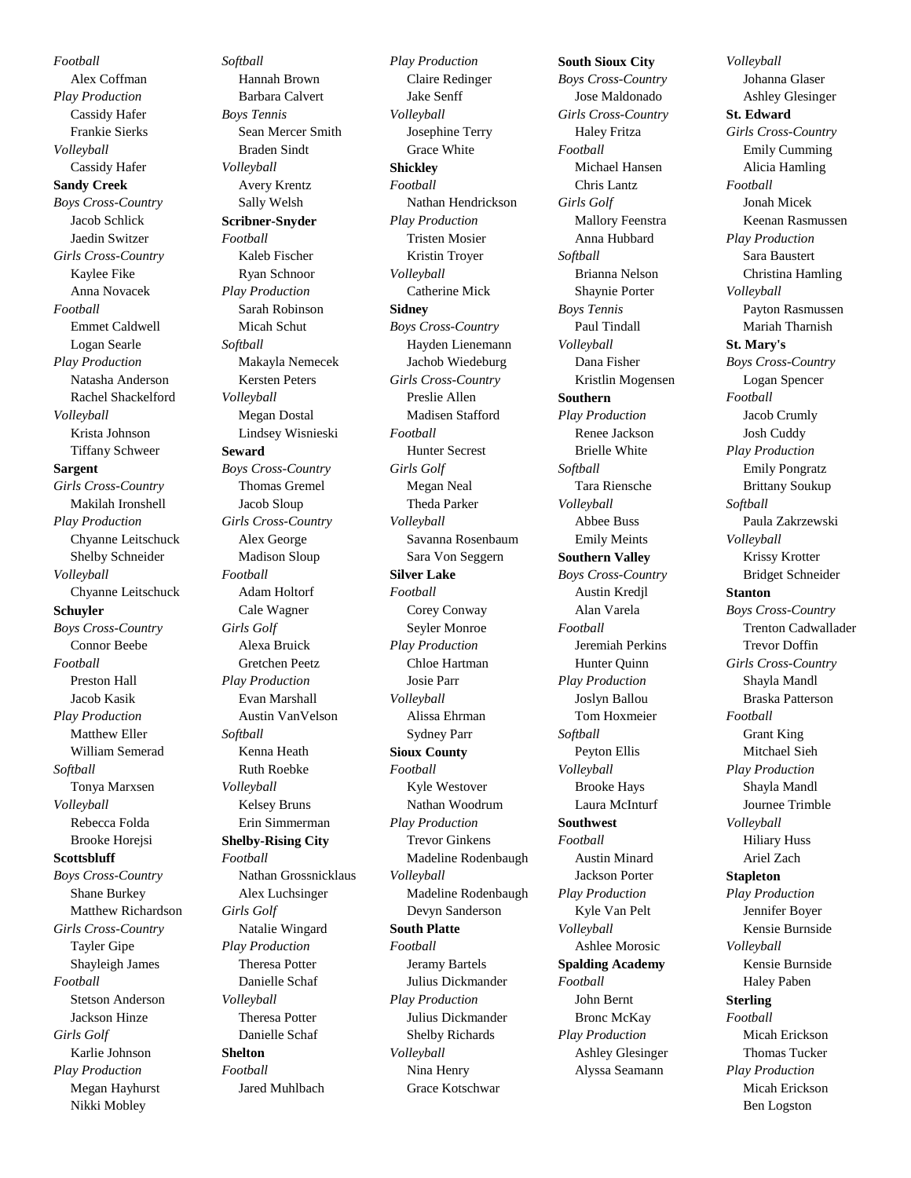*Football*

Alex Coffman

*Play Production*

Cassidy Hafer
Frankie Sierks

*Volleyball*

Cassidy Hafer

**Sandy Creek**

*Boys Cross-Country*

Jacob Schlick
Jaedin Switzer

*Girls Cross-Country*

Kaylee Fike
Anna Novacek

*Football*

Emmet Caldwell
Logan Searle

*Play Production*

Natasha Anderson
Rachel Shackelford

*Volleyball*

Krista Johnson
Tiffany Schweer

**Sargent**

*Girls Cross-Country*

Makilah Ironshell

*Play Production*

Chyanne Leitschuck
Shelby Schneider

*Volleyball*

Chyanne Leitschuck

**Schuyler**

*Boys Cross-Country*

Connor Beebe

*Football*

Preston Hall
Jacob Kasik

*Play Production*

Matthew Eller
William Semerad

*Softball*

Tonya Marxsen

*Volleyball*

Rebecca Folda
Brooke Horejsi

**Scottsbluff**

*Boys Cross-Country*

Shane Burkey
Matthew Richardson

*Girls Cross-Country*

Tayler Gipe
Shayleigh James

*Football*

Stetson Anderson
Jackson Hinze

*Girls Golf*

Karlie Johnson

*Play Production*

Megan Hayhurst
Nikki Mobley

*Softball*

Hannah Brown
Barbara Calvert

*Boys Tennis*

Sean Mercer Smith
Braden Sindt

*Volleyball*

Avery Krentz
Sally Welsh

**Scribner-Snyder**

*Football*

Kaleb Fischer
Ryan Schnoor

*Play Production*

Sarah Robinson
Micah Schut

*Softball*

Makayla Nemecek
Kersten Peters

*Volleyball*

Megan Dostal
Lindsey Wisnieski

**Seward**

*Boys Cross-Country*

Thomas Gremel
Jacob Sloup

*Girls Cross-Country*

Alex George
Madison Sloup

*Football*

Adam Holtorf
Cale Wagner

*Girls Golf*

Alexa Bruick
Gretchen Peetz

*Play Production*

Evan Marshall
Austin VanVelson

*Softball*

Kenna Heath
Ruth Roebke

*Volleyball*

Kelsey Bruns
Erin Simmerman

**Shelby-Rising City**

*Football*

Nathan Grossnicklaus
Alex Luchsinger

*Girls Golf*

Natalie Wingard

*Play Production*

Theresa Potter
Danielle Schaf

*Volleyball*

Theresa Potter
Danielle Schaf

**Shelton**

*Football*

Jared Muhlbach

*Play Production*

Claire Redinger
Jake Senff

*Volleyball*

Josephine Terry
Grace White

**Shickley**

*Football*

Nathan Hendrickson

*Play Production*

Tristen Mosier
Kristin Troyer

*Volleyball*

Catherine Mick

**Sidney**

*Boys Cross-Country*

Hayden Lienemann
Jachob Wiedeburg

*Girls Cross-Country*

Preslie Allen
Madisen Stafford

*Football*

Hunter Secrest

*Girls Golf*

Megan Neal
Theda Parker

*Volleyball*

Savanna Rosenbaum
Sara Von Seggern

**Silver Lake**

*Football*

Corey Conway
Seyler Monroe

*Play Production*

Chloe Hartman
Josie Parr

*Volleyball*

Alissa Ehrman
Sydney Parr

**Sioux County**

*Football*

Kyle Westover
Nathan Woodrum

*Play Production*

Trevor Ginkens
Madeline Rodenbaugh

*Volleyball*

Madeline Rodenbaugh
Devyn Sanderson

**South Platte**

*Football*

Jeramy Bartels
Julius Dickmander

*Play Production*

Julius Dickmander
Shelby Richards

*Volleyball*

Nina Henry
Grace Kotschwar

**South Sioux City**

*Boys Cross-Country*

Jose Maldonado

*Girls Cross-Country*

Haley Fritza

*Football*

Michael Hansen
Chris Lantz

*Girls Golf*

Mallory Feenstra
Anna Hubbard

*Softball*

Brianna Nelson
Shaynie Porter

*Boys Tennis*

Paul Tindall

*Volleyball*

Dana Fisher
Kristlin Mogensen

**Southern**

*Play Production*

Renee Jackson
Brielle White

*Softball*

Tara Riensche

*Volleyball*

Abbee Buss
Emily Meints

**Southern Valley**

*Boys Cross-Country*

Austin Kredjl
Alan Varela

*Football*

Jeremiah Perkins
Hunter Quinn

*Play Production*

Joslyn Ballou
Tom Hoxmeier

*Softball*

Peyton Ellis

*Volleyball*

Brooke Hays
Laura McInturf

**Southwest**

*Football*

Austin Minard
Jackson Porter

*Play Production*

Kyle Van Pelt

*Volleyball*

Ashlee Morosic

**Spalding Academy**

*Football*

John Bernt
Bronc McKay

*Play Production*

Ashley Glesinger
Alyssa Seamann

*Volleyball*

Johanna Glaser
Ashley Glesinger

**St. Edward**

*Girls Cross-Country*

Emily Cumming
Alicia Hamling

*Football*

Jonah Micek
Keenan Rasmussen

*Play Production*

Sara Baustert
Christina Hamling

*Volleyball*

Payton Rasmussen
Mariah Tharnish

**St. Mary's**

*Boys Cross-Country*

Logan Spencer

*Football*

Jacob Crumly
Josh Cuddy

*Play Production*

Emily Pongratz
Brittany Soukup

*Softball*

Paula Zakrzewski

*Volleyball*

Krissy Krotter
Bridget Schneider

**Stanton**

*Boys Cross-Country*

Trenton Cadwallader
Trevor Doffin

*Girls Cross-Country*

Shayla Mandl
Braska Patterson

*Football*

Grant King
Mitchael Sieh

*Play Production*

Shayla Mandl
Journee Trimble

*Volleyball*

Hiliary Huss
Ariel Zach

**Stapleton**

*Play Production*

Jennifer Boyer
Kensie Burnside

*Volleyball*

Kensie Burnside
Haley Paben

**Sterling**

*Football*

Micah Erickson
Thomas Tucker

*Play Production*

Micah Erickson
Ben Logston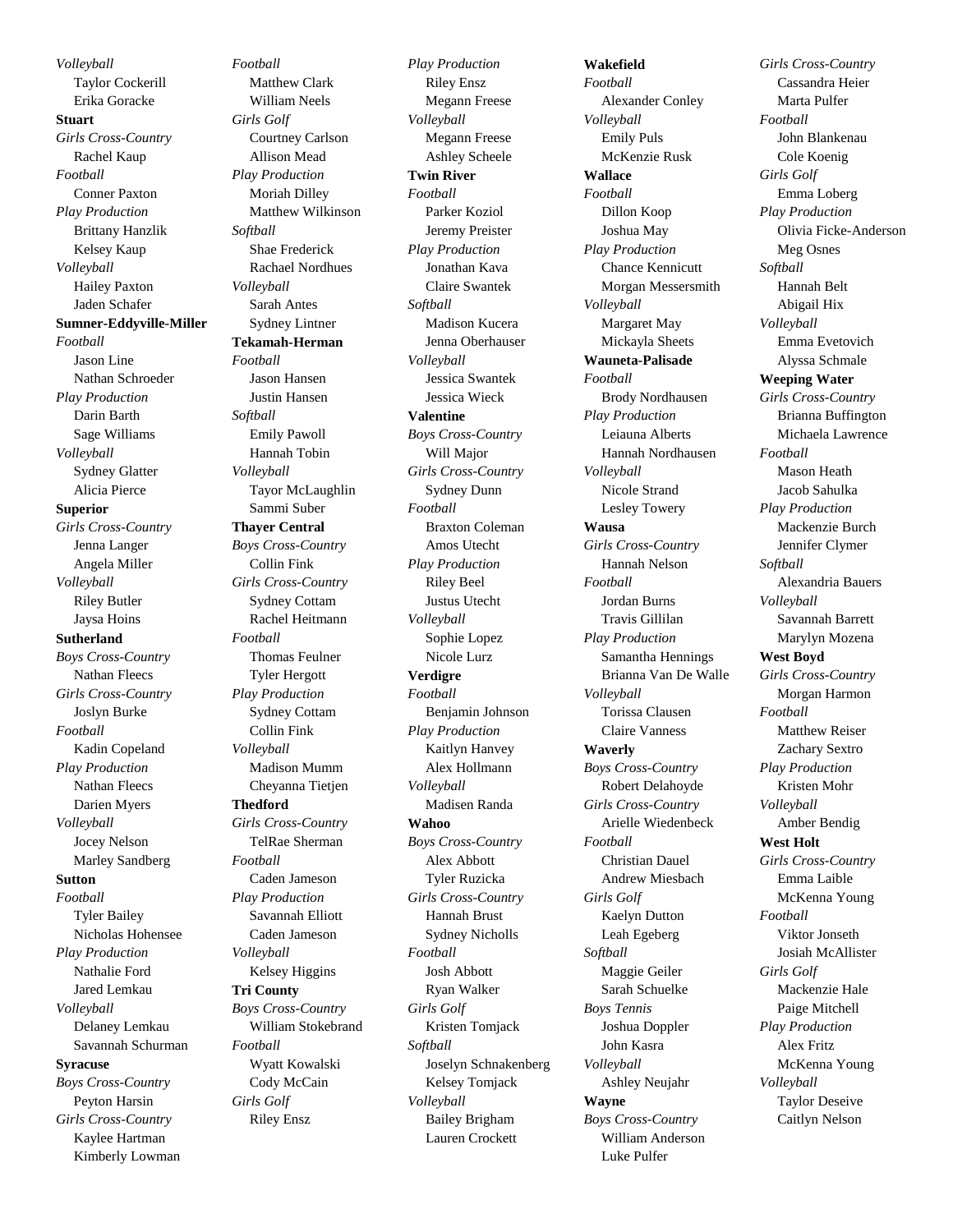*Volleyball*
Taylor Cockerill
Erika Goracke

**Stuart**

*Girls Cross-Country*
Rachel Kaup

*Football*
Conner Paxton

*Play Production*
Brittany Hanzlik
Kelsey Kaup

*Volleyball*
Hailey Paxton
Jaden Schafer

**Sumner-Eddyville-Miller**

*Football*
Jason Line
Nathan Schroeder

*Play Production*
Darin Barth
Sage Williams

*Volleyball*
Sydney Glatter
Alicia Pierce

**Superior**

*Girls Cross-Country*
Jenna Langer
Angela Miller

*Volleyball*
Riley Butler
Jaysa Hoins

**Sutherland**

*Boys Cross-Country*
Nathan Fleecs

*Girls Cross-Country*
Joslyn Burke

*Football*
Kadin Copeland

*Play Production*
Nathan Fleecs
Darien Myers

*Volleyball*
Jocey Nelson
Marley Sandberg

**Sutton**

*Football*
Tyler Bailey
Nicholas Hohensee

*Play Production*
Nathalie Ford
Jared Lemkau

*Volleyball*
Delaney Lemkau
Savannah Schurman

**Syracuse**

*Boys Cross-Country*
Peyton Harsin

*Girls Cross-Country*
Kaylee Hartman
Kimberly Lowman

*Football*
Matthew Clark
William Neels

*Girls Golf*
Courtney Carlson
Allison Mead

*Play Production*
Moriah Dilley
Matthew Wilkinson

*Softball*
Shae Frederick
Rachael Nordhues

*Volleyball*
Sarah Antes
Sydney Lintner

**Tekamah-Herman**

*Football*
Jason Hansen
Justin Hansen

*Softball*
Emily Pawoll
Hannah Tobin

*Volleyball*
Tayor McLaughlin
Sammi Suber

**Thayer Central**

*Boys Cross-Country*
Collin Fink

*Girls Cross-Country*
Sydney Cottam
Rachel Heitmann

*Football*
Thomas Feulner
Tyler Hergott

*Play Production*
Sydney Cottam
Collin Fink

*Volleyball*
Madison Mumm
Cheyanna Tietjen

**Thedford**

*Girls Cross-Country*
TelRae Sherman

*Football*
Caden Jameson

*Play Production*
Savannah Elliott
Caden Jameson

*Volleyball*
Kelsey Higgins

**Tri County**

*Boys Cross-Country*
William Stokebrand

*Football*
Wyatt Kowalski
Cody McCain

*Girls Golf*
Riley Ensz

*Play Production*
Riley Ensz
Megann Freese

*Volleyball*
Megann Freese
Ashley Scheele

**Twin River**

*Football*
Parker Koziol
Jeremy Preister

*Play Production*
Jonathan Kava
Claire Swantek

*Softball*
Madison Kucera
Jenna Oberhauser

*Volleyball*
Jessica Swantek
Jessica Wieck

**Valentine**

*Boys Cross-Country*
Will Major

*Girls Cross-Country*
Sydney Dunn

*Football*
Braxton Coleman
Amos Utecht

*Play Production*
Riley Beel
Justus Utecht

*Volleyball*
Sophie Lopez
Nicole Lurz

**Verdigre**

*Football*
Benjamin Johnson

*Play Production*
Kaitlyn Hanvey
Alex Hollmann

*Volleyball*
Madisen Randa

**Wahoo**

*Boys Cross-Country*
Alex Abbott
Tyler Ruzicka

*Girls Cross-Country*
Hannah Brust
Sydney Nicholls

*Football*
Josh Abbott
Ryan Walker

*Girls Golf*
Kristen Tomjack

*Softball*
Joselyn Schnakenberg
Kelsey Tomjack

*Volleyball*
Bailey Brigham
Lauren Crockett

**Wakefield**

*Football*
Alexander Conley

*Volleyball*
Emily Puls
McKenzie Rusk

**Wallace**

*Football*
Dillon Koop
Joshua May

*Play Production*
Chance Kennicutt
Morgan Messersmith

*Volleyball*
Margaret May
Mickayla Sheets

**Wauneta-Palisade**

*Football*
Brody Nordhausen

*Play Production*
Leiauna Alberts
Hannah Nordhausen

*Volleyball*
Nicole Strand
Lesley Towery

**Wausa**

*Girls Cross-Country*
Hannah Nelson

*Football*
Jordan Burns
Travis Gillilan

*Play Production*
Samantha Hennings
Brianna Van De Walle

*Volleyball*
Torissa Clausen
Claire Vanness

**Waverly**

*Boys Cross-Country*
Robert Delahoyde

*Girls Cross-Country*
Arielle Wiedenbeck

*Football*
Christian Dauel
Andrew Miesbach

*Girls Golf*
Kaelyn Dutton
Leah Egeberg

*Softball*
Maggie Geiler
Sarah Schuelke

*Boys Tennis*
Joshua Doppler
John Kasra

*Volleyball*
Ashley Neujahr

**Wayne**

*Boys Cross-Country*
William Anderson
Luke Pulfer

*Girls Cross-Country*
Cassandra Heier
Marta Pulfer

*Football*
John Blankenau
Cole Koenig

*Girls Golf*
Emma Loberg

*Play Production*
Olivia Ficke-Anderson
Meg Osnes

*Softball*
Hannah Belt
Abigail Hix

*Volleyball*
Emma Evetovich
Alyssa Schmale

**Weeping Water**

*Girls Cross-Country*
Brianna Buffington
Michaela Lawrence

*Football*
Mason Heath
Jacob Sahulka

*Play Production*
Mackenzie Burch
Jennifer Clymer

*Softball*
Alexandria Bauers

*Volleyball*
Savannah Barrett
Marylyn Mozena

**West Boyd**

*Girls Cross-Country*
Morgan Harmon

*Football*
Matthew Reiser
Zachary Sextro

*Play Production*
Kristen Mohr

*Volleyball*
Amber Bendig

**West Holt**

*Girls Cross-Country*
Emma Laible
McKenna Young

*Football*
Viktor Jonseth
Josiah McAllister

*Girls Golf*
Mackenzie Hale
Paige Mitchell

*Play Production*
Alex Fritz
McKenna Young

*Volleyball*
Taylor Deseive
Caitlyn Nelson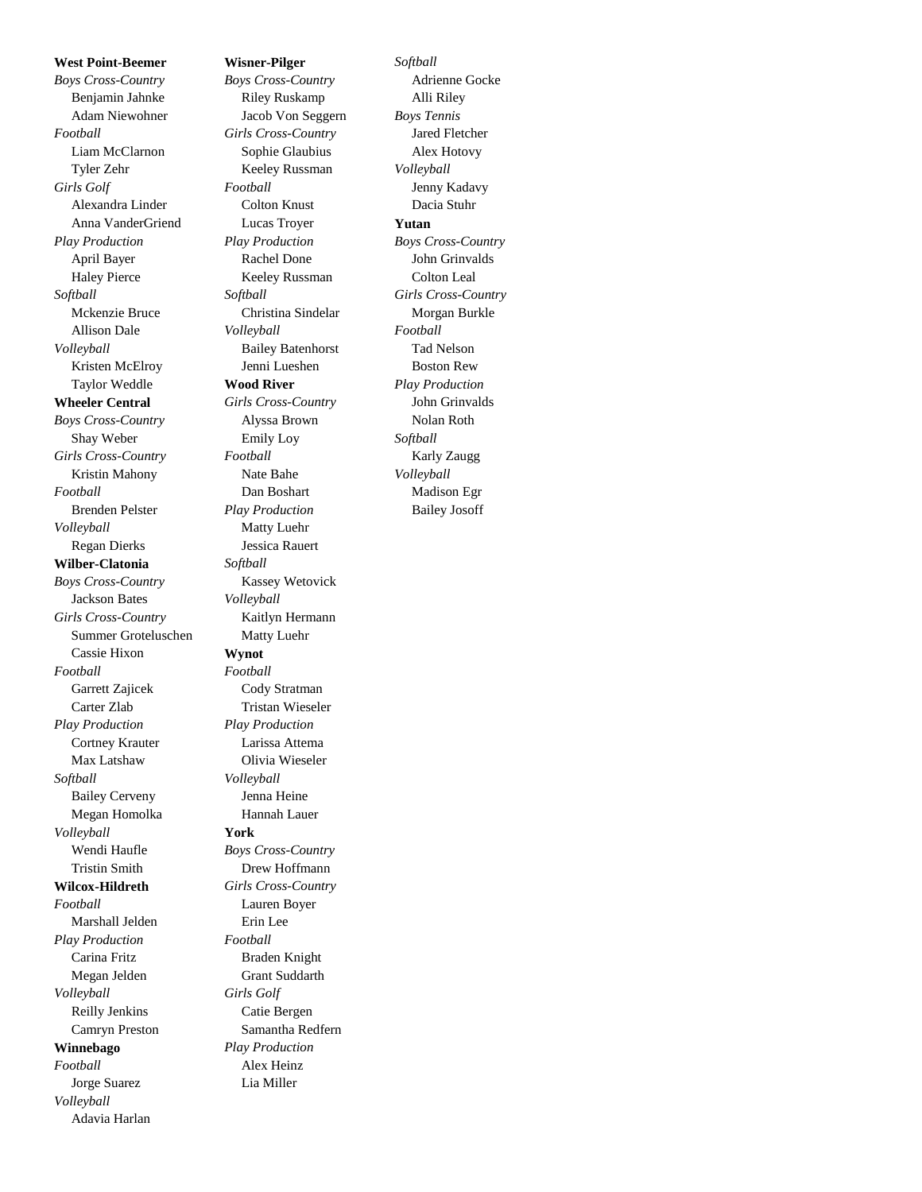**West Point-Beemer**

*Boys Cross-Country*

Benjamin Jahnke
Adam Niewohner

*Football*

Liam McClarnon
Tyler Zehr

*Girls Golf*

Alexandra Linder
Anna VanderGriend

*Play Production*

April Bayer
Haley Pierce

*Softball*

Mckenzie Bruce
Allison Dale

*Volleyball*

Kristen McElroy
Taylor Weddle

**Wheeler Central**

*Boys Cross-Country*

Shay Weber

*Girls Cross-Country*

Kristin Mahony

*Football*

Brenden Pelster

*Volleyball*

Regan Dierks

**Wilber-Clatonia**

*Boys Cross-Country*

Jackson Bates

*Girls Cross-Country*

Summer Groteluschen
Cassie Hixon

*Football*

Garrett Zajicek
Carter Zlab

*Play Production*

Cortney Krauter
Max Latshaw

*Softball*

Bailey Cerveny
Megan Homolka

*Volleyball*

Wendi Haufle
Tristin Smith

**Wilcox-Hildreth**

*Football*

Marshall Jelden

*Play Production*

Carina Fritz
Megan Jelden

*Volleyball*

Reilly Jenkins
Camryn Preston

**Winnebago**

*Football*

Jorge Suarez

*Volleyball*

Adavia Harlan

**Wisner-Pilger**

*Boys Cross-Country*

Riley Ruskamp
Jacob Von Seggern

*Girls Cross-Country*

Sophie Glaubius
Keeley Russman

*Football*

Colton Knust
Lucas Troyer

*Play Production*

Rachel Done
Keeley Russman

*Softball*

Christina Sindelar

*Volleyball*

Bailey Batenhorst
Jenni Lueshen

**Wood River**

*Girls Cross-Country*

Alyssa Brown
Emily Loy

*Football*

Nate Bahe
Dan Boshart

*Play Production*

Matty Luehr
Jessica Rauert

*Softball*

Kassey Wetovick

*Volleyball*

Kaitlyn Hermann
Matty Luehr

**Wynot**

*Football*

Cody Stratman
Tristan Wieseler

*Play Production*

Larissa Attema
Olivia Wieseler

*Volleyball*

Jenna Heine
Hannah Lauer

**York**

*Boys Cross-Country*

Drew Hoffmann

*Girls Cross-Country*

Lauren Boyer
Erin Lee

*Football*

Braden Knight
Grant Suddarth

*Girls Golf*

Catie Bergen
Samantha Redfern

*Play Production*

Alex Heinz
Lia Miller

*Softball*

Adrienne Gocke
Alli Riley

*Boys Tennis*

Jared Fletcher
Alex Hotovy

*Volleyball*

Jenny Kadavy
Dacia Stuhr

**Yutan**

*Boys Cross-Country*

John Grinvalds
Colton Leal

*Girls Cross-Country*

Morgan Burkle

*Football*

Tad Nelson
Boston Rew

*Play Production*

John Grinvalds
Nolan Roth

*Softball*

Karly Zaugg

*Volleyball*

Madison Egr
Bailey Josoff